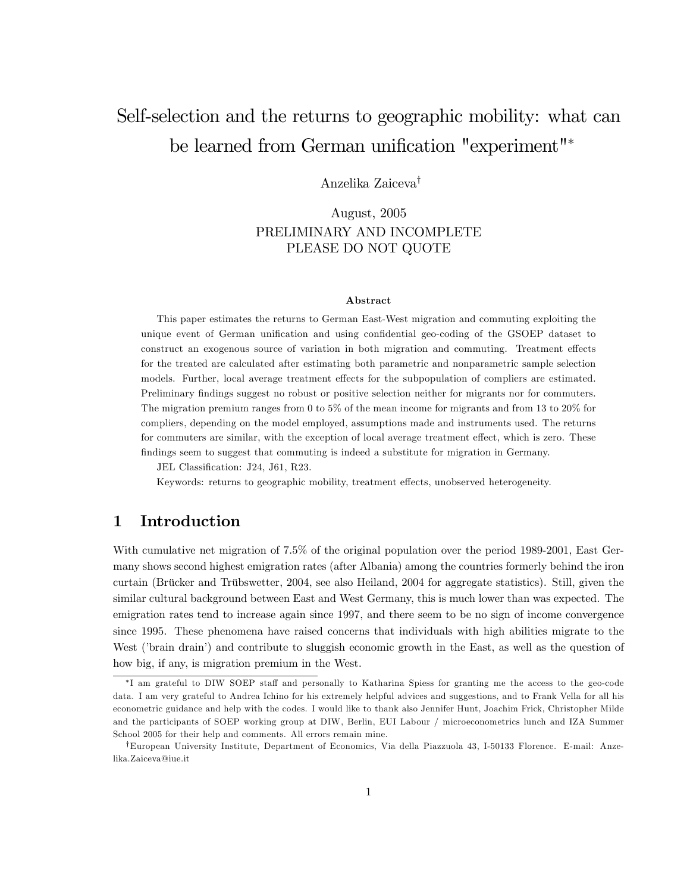# Self-selection and the returns to geographic mobility: what can be learned from German unification "experiment"[*]

Anzelika Zaiceva[†]

August, 2005

PRELIMINARY AND INCOMPLETE
PLEASE DO NOT QUOTE

### Abstract

This paper estimates the returns to German East-West migration and commuting exploiting the unique event of German unification and using confidential geo-coding of the GSOEP dataset to construct an exogenous source of variation in both migration and commuting. Treatment effects for the treated are calculated after estimating both parametric and nonparametric sample selection models. Further, local average treatment effects for the subpopulation of compliers are estimated. Preliminary findings suggest no robust or positive selection neither for migrants nor for commuters. The migration premium ranges from 0 to 5% of the mean income for migrants and from 13 to 20% for compliers, depending on the model employed, assumptions made and instruments used. The returns for commuters are similar, with the exception of local average treatment effect, which is zero. These findings seem to suggest that commuting is indeed a substitute for migration in Germany.

JEL Classification: J24, J61, R23.

Keywords: returns to geographic mobility, treatment effects, unobserved heterogeneity.

## 1 Introduction

With cumulative net migration of 7.5% of the original population over the period 1989-2001, East Germany shows second highest emigration rates (after Albania) among the countries formerly behind the iron curtain (Brücker and Trübswetter, 2004, see also Heiland, 2004 for aggregate statistics). Still, given the similar cultural background between East and West Germany, this is much lower than was expected. The emigration rates tend to increase again since 1997, and there seem to be no sign of income convergence since 1995. These phenomena have raised concerns that individuals with high abilities migrate to the West ('brain drain') and contribute to sluggish economic growth in the East, as well as the question of how big, if any, is migration premium in the West.

---

[*] I am grateful to DIW SOEP staff and personally to Katharina Spiess for granting me the access to the geo-code data. I am very grateful to Andrea Ichino for his extremely helpful advices and suggestions, and to Frank Vella for all his econometric guidance and help with the codes. I would like to thank also Jennifer Hunt, Joachim Frick, Christopher Milde and the participants of SOEP working group at DIW, Berlin, EUI Labour / microeconometrics lunch and IZA Summer School 2005 for their help and comments. All errors remain mine.

[†] European University Institute, Department of Economics, Via della Piazzuola 43, I-50133 Florence. E-mail: Anzelika.Zaiceva@iue.it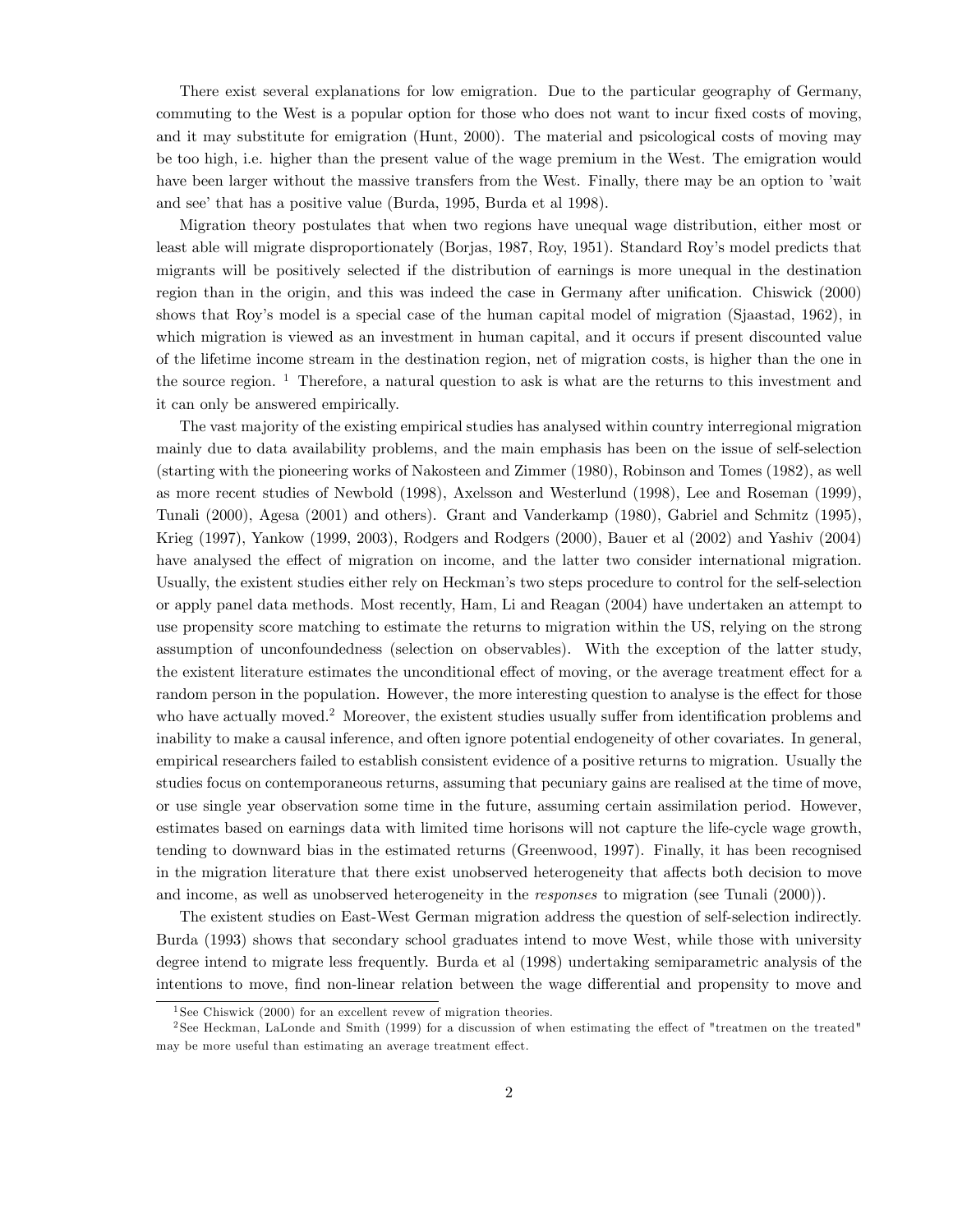There exist several explanations for low emigration. Due to the particular geography of Germany, commuting to the West is a popular option for those who does not want to incur fixed costs of moving, and it may substitute for emigration (Hunt, 2000). The material and psicological costs of moving may be too high, i.e. higher than the present value of the wage premium in the West. The emigration would have been larger without the massive transfers from the West. Finally, there may be an option to 'wait and see' that has a positive value (Burda, 1995, Burda et al 1998).

Migration theory postulates that when two regions have unequal wage distribution, either most or least able will migrate disproportionately (Borjas, 1987, Roy, 1951). Standard Roy's model predicts that migrants will be positively selected if the distribution of earnings is more unequal in the destination region than in the origin, and this was indeed the case in Germany after unification. Chiswick (2000) shows that Roy's model is a special case of the human capital model of migration (Sjaastad, 1962), in which migration is viewed as an investment in human capital, and it occurs if present discounted value of the lifetime income stream in the destination region, net of migration costs, is higher than the one in the source region. [1] Therefore, a natural question to ask is what are the returns to this investment and it can only be answered empirically.

The vast majority of the existing empirical studies has analysed within country interregional migration mainly due to data availability problems, and the main emphasis has been on the issue of self-selection (starting with the pioneering works of Nakosteen and Zimmer (1980), Robinson and Tomes (1982), as well as more recent studies of Newbold (1998), Axelsson and Westerlund (1998), Lee and Roseman (1999), Tunali (2000), Agesa (2001) and others). Grant and Vanderkamp (1980), Gabriel and Schmitz (1995), Krieg (1997), Yankow (1999, 2003), Rodgers and Rodgers (2000), Bauer et al (2002) and Yashiv (2004) have analysed the effect of migration on income, and the latter two consider international migration. Usually, the existent studies either rely on Heckman's two steps procedure to control for the self-selection or apply panel data methods. Most recently, Ham, Li and Reagan (2004) have undertaken an attempt to use propensity score matching to estimate the returns to migration within the US, relying on the strong assumption of unconfoundedness (selection on observables). With the exception of the latter study, the existent literature estimates the unconditional effect of moving, or the average treatment effect for a random person in the population. However, the more interesting question to analyse is the effect for those who have actually moved.[2] Moreover, the existent studies usually suffer from identification problems and inability to make a causal inference, and often ignore potential endogeneity of other covariates. In general, empirical researchers failed to establish consistent evidence of a positive returns to migration. Usually the studies focus on contemporaneous returns, assuming that pecuniary gains are realised at the time of move, or use single year observation some time in the future, assuming certain assimilation period. However, estimates based on earnings data with limited time horisons will not capture the life-cycle wage growth, tending to downward bias in the estimated returns (Greenwood, 1997). Finally, it has been recognised in the migration literature that there exist unobserved heterogeneity that affects both decision to move and income, as well as unobserved heterogeneity in the *responses* to migration (see Tunali (2000)).

The existent studies on East-West German migration address the question of self-selection indirectly. Burda (1993) shows that secondary school graduates intend to move West, while those with university degree intend to migrate less frequently. Burda et al (1998) undertaking semiparametric analysis of the intentions to move, find non-linear relation between the wage differential and propensity to move and

[1] See Chiswick (2000) for an excellent revew of migration theories.

[2] See Heckman, LaLonde and Smith (1999) for a discussion of when estimating the effect of "treatmen on the treated" may be more useful than estimating an average treatment effect.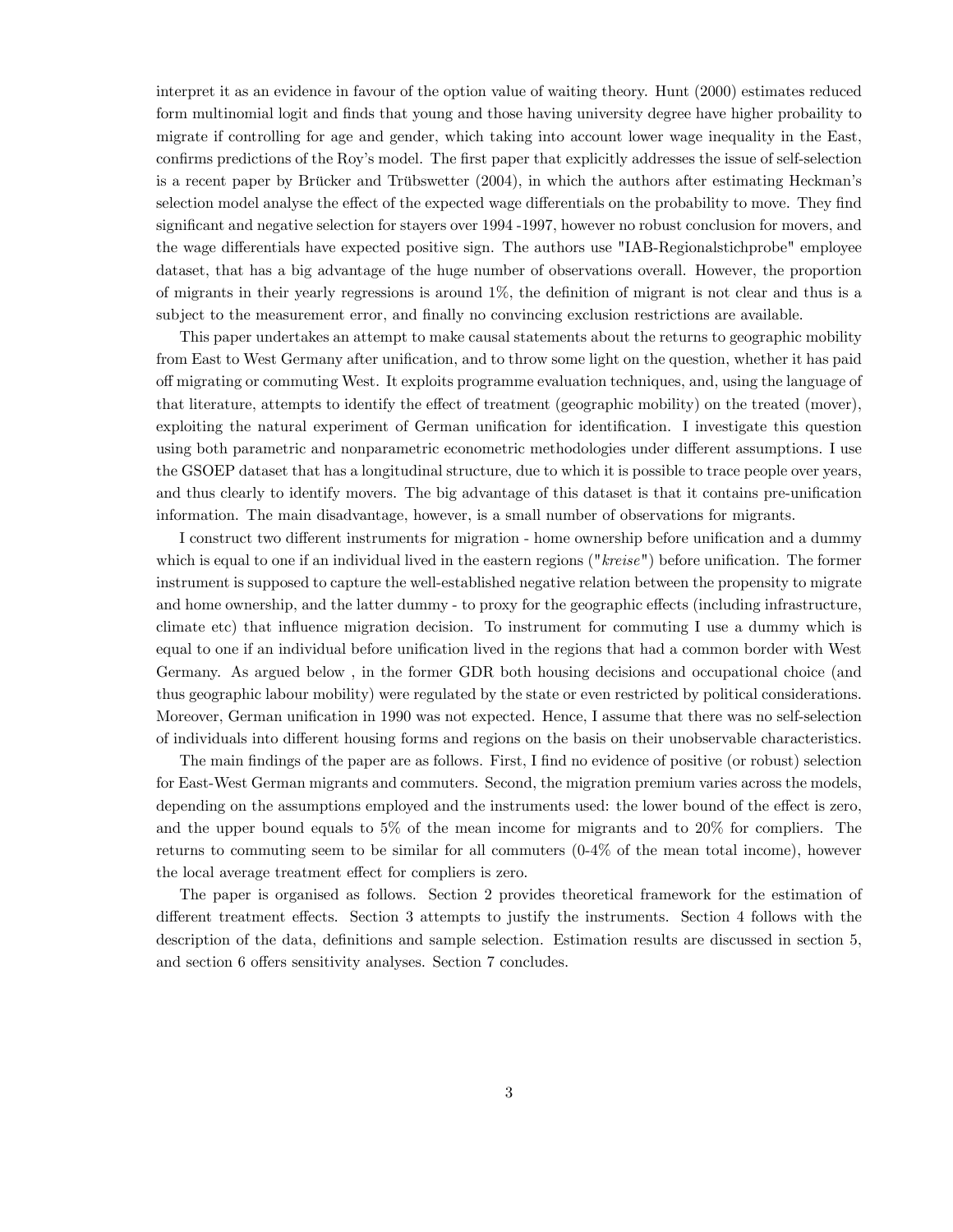interpret it as an evidence in favour of the option value of waiting theory. Hunt (2000) estimates reduced form multinomial logit and finds that young and those having university degree have higher probaility to migrate if controlling for age and gender, which taking into account lower wage inequality in the East, confirms predictions of the Roy's model. The first paper that explicitly addresses the issue of self-selection is a recent paper by Brücker and Trübswetter (2004), in which the authors after estimating Heckman's selection model analyse the effect of the expected wage differentials on the probability to move. They find significant and negative selection for stayers over 1994 -1997, however no robust conclusion for movers, and the wage differentials have expected positive sign. The authors use "IAB-Regionalstichprobe" employee dataset, that has a big advantage of the huge number of observations overall. However, the proportion of migrants in their yearly regressions is around 1%, the definition of migrant is not clear and thus is a subject to the measurement error, and finally no convincing exclusion restrictions are available.

This paper undertakes an attempt to make causal statements about the returns to geographic mobility from East to West Germany after unification, and to throw some light on the question, whether it has paid off migrating or commuting West. It exploits programme evaluation techniques, and, using the language of that literature, attempts to identify the effect of treatment (geographic mobility) on the treated (mover), exploiting the natural experiment of German unification for identification. I investigate this question using both parametric and nonparametric econometric methodologies under different assumptions. I use the GSOEP dataset that has a longitudinal structure, due to which it is possible to trace people over years, and thus clearly to identify movers. The big advantage of this dataset is that it contains pre-unification information. The main disadvantage, however, is a small number of observations for migrants.

I construct two different instruments for migration - home ownership before unification and a dummy which is equal to one if an individual lived in the eastern regions ("*kreise*") before unification. The former instrument is supposed to capture the well-established negative relation between the propensity to migrate and home ownership, and the latter dummy - to proxy for the geographic effects (including infrastructure, climate etc) that influence migration decision. To instrument for commuting I use a dummy which is equal to one if an individual before unification lived in the regions that had a common border with West Germany. As argued below , in the former GDR both housing decisions and occupational choice (and thus geographic labour mobility) were regulated by the state or even restricted by political considerations. Moreover, German unification in 1990 was not expected. Hence, I assume that there was no self-selection of individuals into different housing forms and regions on the basis on their unobservable characteristics.

The main findings of the paper are as follows. First, I find no evidence of positive (or robust) selection for East-West German migrants and commuters. Second, the migration premium varies across the models, depending on the assumptions employed and the instruments used: the lower bound of the effect is zero, and the upper bound equals to 5% of the mean income for migrants and to 20% for compliers. The returns to commuting seem to be similar for all commuters (0-4% of the mean total income), however the local average treatment effect for compliers is zero.

The paper is organised as follows. Section 2 provides theoretical framework for the estimation of different treatment effects. Section 3 attempts to justify the instruments. Section 4 follows with the description of the data, definitions and sample selection. Estimation results are discussed in section 5, and section 6 offers sensitivity analyses. Section 7 concludes.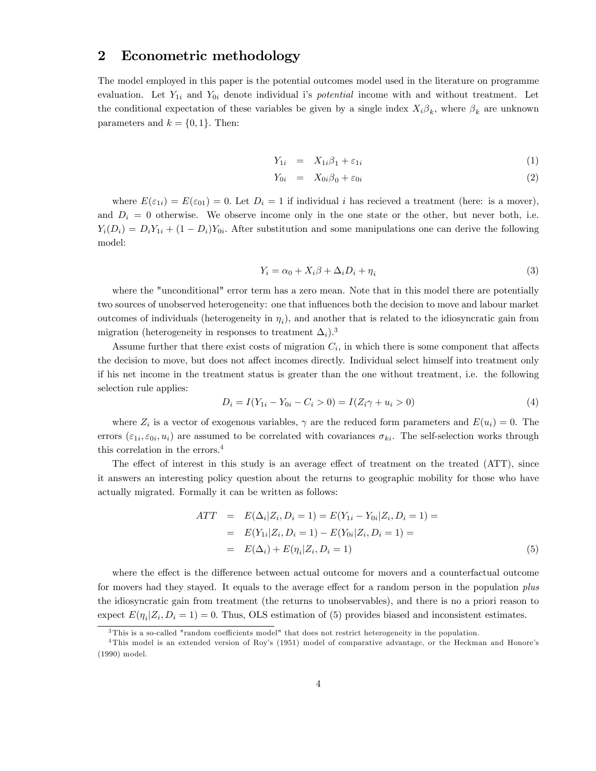## 2 Econometric methodology

The model employed in this paper is the potential outcomes model used in the literature on programme evaluation. Let $Y_{1i}$ and $Y_{0i}$ denote individual i's *potential* income with and without treatment. Let the conditional expectation of these variables be given by a single index $X_i\beta_k$, where $\beta_k$ are unknown parameters and $k = \{0, 1\}$. Then:

$$Y_{1i} = X_{1i}\beta_1 + \varepsilon_{1i} \tag{1}$$

$$Y_{0i} = X_{0i}\beta_0 + \varepsilon_{0i} \tag{2}$$

where $E(\varepsilon_{1i}) = E(\varepsilon_{01}) = 0$. Let $D_i = 1$ if individual $i$ has recieved a treatment (here: is a mover), and $D_i = 0$ otherwise. We observe income only in the one state or the other, but never both, i.e. $Y_i(D_i) = D_iY_{1i} + (1 - D_i)Y_{0i}$. After substitution and some manipulations one can derive the following model:

$$Y_i = \alpha_0 + X_i\beta + \Delta_i D_i + \eta_i \tag{3}$$

where the "unconditional" error term has a zero mean. Note that in this model there are potentially two sources of unobserved heterogeneity: one that influences both the decision to move and labour market outcomes of individuals (heterogeneity in $\eta_i$), and another that is related to the idiosyncratic gain from migration (heterogeneity in responses to treatment $\Delta_i$).[3]

Assume further that there exist costs of migration $C_i$, in which there is some component that affects the decision to move, but does not affect incomes directly. Individual select himself into treatment only if his net income in the treatment status is greater than the one without treatment, i.e. the following selection rule applies:

$$D_i = I(Y_{1i} - Y_{0i} - C_i > 0) = I(Z_i\gamma + u_i > 0) \tag{4}$$

where $Z_i$ is a vector of exogenous variables, $\gamma$ are the reduced form parameters and $E(u_i) = 0$. The errors $(\varepsilon_{1i}, \varepsilon_{0i}, u_i)$ are assumed to be correlated with covariances $\sigma_{ki}$. The self-selection works through this correlation in the errors.[4]

The effect of interest in this study is an average effect of treatment on the treated (ATT), since it answers an interesting policy question about the returns to geographic mobility for those who have actually migrated. Formally it can be written as follows:

$$\begin{aligned} ATT &= E(\Delta_i|Z_i, D_i = 1) = E(Y_{1i} - Y_{0i}|Z_i, D_i = 1) = \\ &= E(Y_{1i}|Z_i, D_i = 1) - E(Y_{0i}|Z_i, D_i = 1) = \\ &= E(\Delta_i) + E(\eta_i|Z_i, D_i = 1) \end{aligned} \tag{5}$$

where the effect is the difference between actual outcome for movers and a counterfactual outcome for movers had they stayed. It equals to the average effect for a random person in the population *plus* the idiosyncratic gain from treatment (the returns to unobservables), and there is no a priori reason to expect $E(\eta_i|Z_i, D_i = 1) = 0$. Thus, OLS estimation of (5) provides biased and inconsistent estimates.

[3] This is a so-called "random coefficients model" that does not restrict heterogeneity in the population.

[4] This model is an extended version of Roy's (1951) model of comparative advantage, or the Heckman and Honore's (1990) model.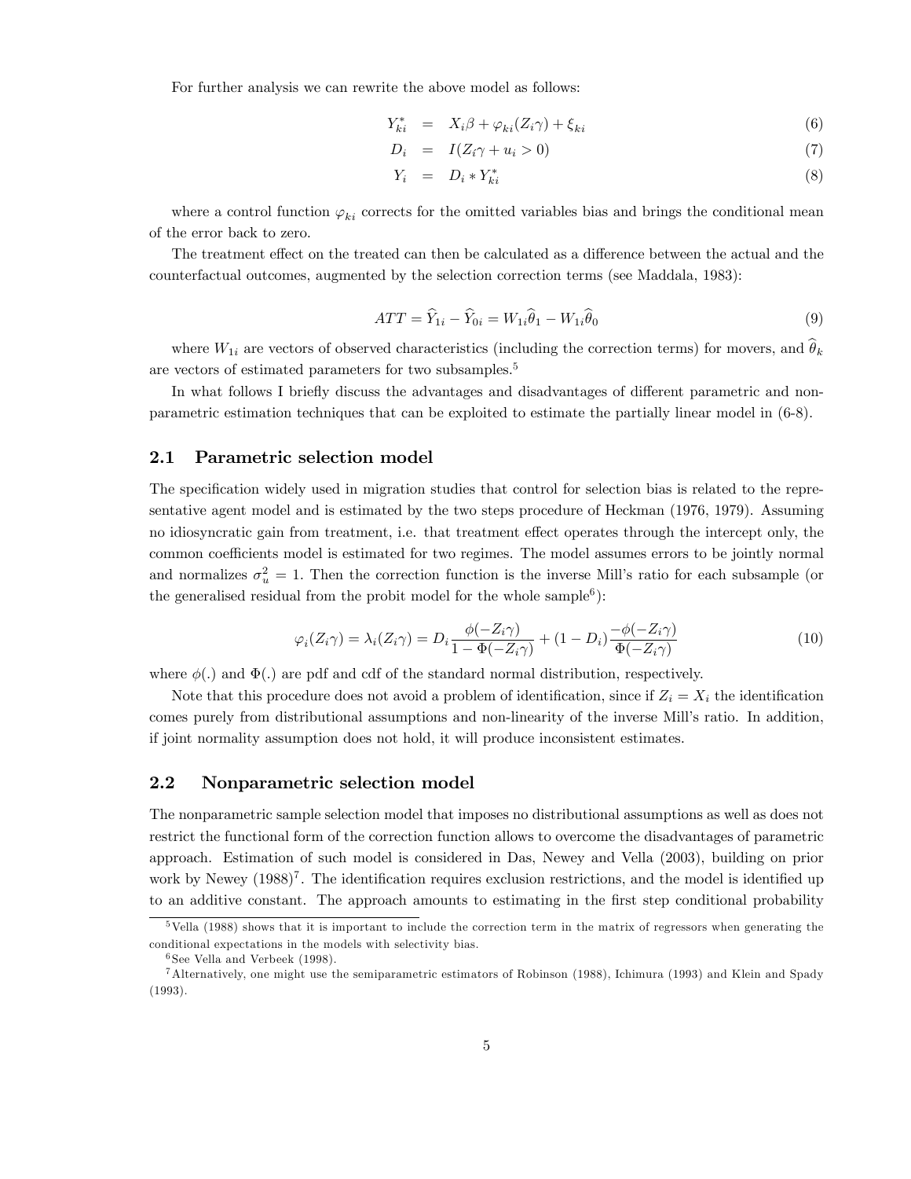For further analysis we can rewrite the above model as follows:

$$
\begin{aligned}
Y_{ki}^{*} &= X_i\beta + \varphi_{ki}(Z_i\gamma) + \xi_{ki} &\quad (6)\\
D_i &= I(Z_i\gamma + u_i > 0) &\quad (7)\\
Y_i &= D_i * Y_{ki}^{*} &\quad (8)
\end{aligned}
$$

where a control function $\varphi_{ki}$ corrects for the omitted variables bias and brings the conditional mean of the error back to zero.

The treatment effect on the treated can then be calculated as a difference between the actual and the counterfactual outcomes, augmented by the selection correction terms (see Maddala, 1983):

$$
ATT = \widehat{Y}_{1i} - \widehat{Y}_{0i} = W_{1i}\widehat{\theta}_1 - W_{1i}\widehat{\theta}_0 \tag{9}
$$

where $W_{1i}$ are vectors of observed characteristics (including the correction terms) for movers, and $\widehat{\theta}_k$ are vectors of estimated parameters for two subsamples.[5]

In what follows I briefly discuss the advantages and disadvantages of different parametric and nonparametric estimation techniques that can be exploited to estimate the partially linear model in (6-8).

## 2.1 Parametric selection model

The specification widely used in migration studies that control for selection bias is related to the representative agent model and is estimated by the two steps procedure of Heckman (1976, 1979). Assuming no idiosyncratic gain from treatment, i.e. that treatment effect operates through the intercept only, the common coefficients model is estimated for two regimes. The model assumes errors to be jointly normal and normalizes $\sigma_u^2 = 1$. Then the correction function is the inverse Mill's ratio for each subsample (or the generalised residual from the probit model for the whole sample[6]):

$$
\varphi_i(Z_i\gamma) = \lambda_i(Z_i\gamma) = D_i \frac{\phi(-Z_i\gamma)}{1 - \Phi(-Z_i\gamma)} + (1 - D_i)\frac{-\phi(-Z_i\gamma)}{\Phi(-Z_i\gamma)} \tag{10}
$$

where $\phi(.)$ and $\Phi(.)$ are pdf and cdf of the standard normal distribution, respectively.

Note that this procedure does not avoid a problem of identification, since if $Z_i = X_i$ the identification comes purely from distributional assumptions and non-linearity of the inverse Mill's ratio. In addition, if joint normality assumption does not hold, it will produce inconsistent estimates.

## 2.2 Nonparametric selection model

The nonparametric sample selection model that imposes no distributional assumptions as well as does not restrict the functional form of the correction function allows to overcome the disadvantages of parametric approach. Estimation of such model is considered in Das, Newey and Vella (2003), building on prior work by Newey (1988)[7]. The identification requires exclusion restrictions, and the model is identified up to an additive constant. The approach amounts to estimating in the first step conditional probability

[5] Vella (1988) shows that it is important to include the correction term in the matrix of regressors when generating the conditional expectations in the models with selectivity bias.

[6] See Vella and Verbeek (1998).

[7] Alternatively, one might use the semiparametric estimators of Robinson (1988), Ichimura (1993) and Klein and Spady (1993).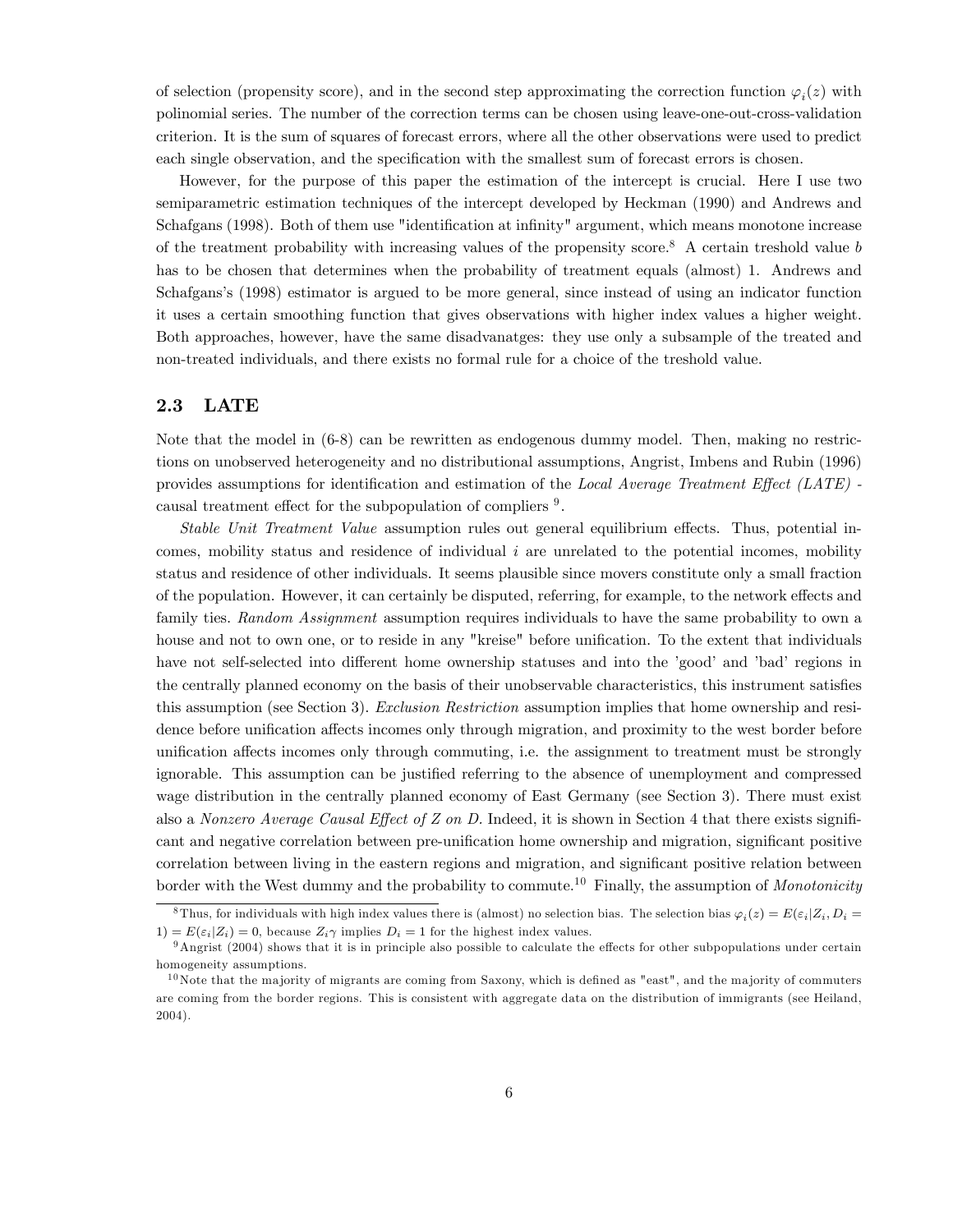of selection (propensity score), and in the second step approximating the correction function $\varphi_i(z)$ with polinomial series. The number of the correction terms can be chosen using leave-one-out-cross-validation criterion. It is the sum of squares of forecast errors, where all the other observations were used to predict each single observation, and the specification with the smallest sum of forecast errors is chosen.

However, for the purpose of this paper the estimation of the intercept is crucial. Here I use two semiparametric estimation techniques of the intercept developed by Heckman (1990) and Andrews and Schafgans (1998). Both of them use "identification at infinity" argument, which means monotone increase of the treatment probability with increasing values of the propensity score.[8] A certain treshold value $b$ has to be chosen that determines when the probability of treatment equals (almost) 1. Andrews and Schafgans's (1998) estimator is argued to be more general, since instead of using an indicator function it uses a certain smoothing function that gives observations with higher index values a higher weight. Both approaches, however, have the same disadvanatges: they use only a subsample of the treated and non-treated individuals, and there exists no formal rule for a choice of the treshold value.

## 2.3 LATE

Note that the model in (6-8) can be rewritten as endogenous dummy model. Then, making no restrictions on unobserved heterogeneity and no distributional assumptions, Angrist, Imbens and Rubin (1996) provides assumptions for identification and estimation of the *Local Average Treatment Effect (LATE)* - causal treatment effect for the subpopulation of compliers [9].

*Stable Unit Treatment Value* assumption rules out general equilibrium effects. Thus, potential incomes, mobility status and residence of individual $i$ are unrelated to the potential incomes, mobility status and residence of other individuals. It seems plausible since movers constitute only a small fraction of the population. However, it can certainly be disputed, referring, for example, to the network effects and family ties. *Random Assignment* assumption requires individuals to have the same probability to own a house and not to own one, or to reside in any "kreise" before unification. To the extent that individuals have not self-selected into different home ownership statuses and into the 'good' and 'bad' regions in the centrally planned economy on the basis of their unobservable characteristics, this instrument satisfies this assumption (see Section 3). *Exclusion Restriction* assumption implies that home ownership and residence before unification affects incomes only through migration, and proximity to the west border before unification affects incomes only through commuting, i.e. the assignment to treatment must be strongly ignorable. This assumption can be justified referring to the absence of unemployment and compressed wage distribution in the centrally planned economy of East Germany (see Section 3). There must exist also a *Nonzero Average Causal Effect of Z on D.* Indeed, it is shown in Section 4 that there exists significant and negative correlation between pre-unification home ownership and migration, significant positive correlation between living in the eastern regions and migration, and significant positive relation between border with the West dummy and the probability to commute.[10] Finally, the assumption of *Monotonicity*

---

[8] Thus, for individuals with high index values there is (almost) no selection bias. The selection bias $\varphi_i(z) = E(\varepsilon_i|Z_i, D_i = 1) = E(\varepsilon_i|Z_i) = 0$, because $Z_i\gamma$ implies $D_i = 1$ for the highest index values.

[9] Angrist (2004) shows that it is in principle also possible to calculate the effects for other subpopulations under certain homogeneity assumptions.

[10] Note that the majority of migrants are coming from Saxony, which is defined as "east", and the majority of commuters are coming from the border regions. This is consistent with aggregate data on the distribution of immigrants (see Heiland, 2004).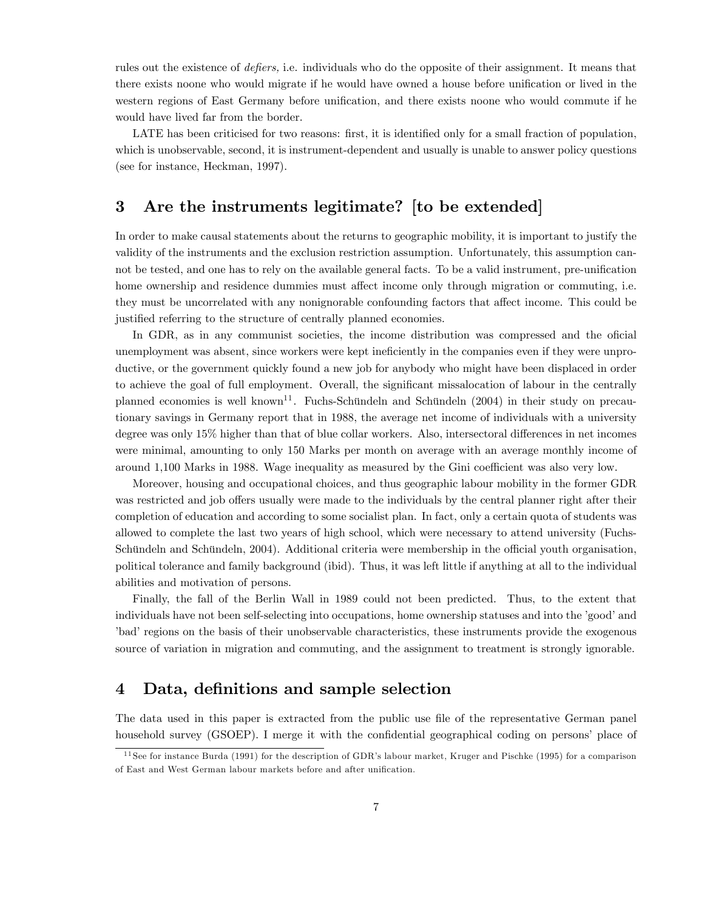rules out the existence of *defiers*, i.e. individuals who do the opposite of their assignment. It means that there exists noone who would migrate if he would have owned a house before unification or lived in the western regions of East Germany before unification, and there exists noone who would commute if he would have lived far from the border.

LATE has been criticised for two reasons: first, it is identified only for a small fraction of population, which is unobservable, second, it is instrument-dependent and usually is unable to answer policy questions (see for instance, Heckman, 1997).

# 3 Are the instruments legitimate? [to be extended]

In order to make causal statements about the returns to geographic mobility, it is important to justify the validity of the instruments and the exclusion restriction assumption. Unfortunately, this assumption cannot be tested, and one has to rely on the available general facts. To be a valid instrument, pre-unification home ownership and residence dummies must affect income only through migration or commuting, i.e. they must be uncorrelated with any nonignorable confounding factors that affect income. This could be justified referring to the structure of centrally planned economies.

In GDR, as in any communist societies, the income distribution was compressed and the oficial unemployment was absent, since workers were kept ineficiently in the companies even if they were unproductive, or the government quickly found a new job for anybody who might have been displaced in order to achieve the goal of full employment. Overall, the significant missalocation of labour in the centrally planned economies is well known[11]. Fuchs-Schündeln and Schündeln (2004) in their study on precautionary savings in Germany report that in 1988, the average net income of individuals with a university degree was only 15% higher than that of blue collar workers. Also, intersectoral differences in net incomes were minimal, amounting to only 150 Marks per month on average with an average monthly income of around 1,100 Marks in 1988. Wage inequality as measured by the Gini coefficient was also very low.

Moreover, housing and occupational choices, and thus geographic labour mobility in the former GDR was restricted and job offers usually were made to the individuals by the central planner right after their completion of education and according to some socialist plan. In fact, only a certain quota of students was allowed to complete the last two years of high school, which were necessary to attend university (Fuchs-Schündeln and Schündeln, 2004). Additional criteria were membership in the official youth organisation, political tolerance and family background (ibid). Thus, it was left little if anything at all to the individual abilities and motivation of persons.

Finally, the fall of the Berlin Wall in 1989 could not been predicted. Thus, to the extent that individuals have not been self-selecting into occupations, home ownership statuses and into the 'good' and 'bad' regions on the basis of their unobservable characteristics, these instruments provide the exogenous source of variation in migration and commuting, and the assignment to treatment is strongly ignorable.

# 4 Data, definitions and sample selection

The data used in this paper is extracted from the public use file of the representative German panel household survey (GSOEP). I merge it with the confidential geographical coding on persons' place of

[11] See for instance Burda (1991) for the description of GDR's labour market, Kruger and Pischke (1995) for a comparison of East and West German labour markets before and after unification.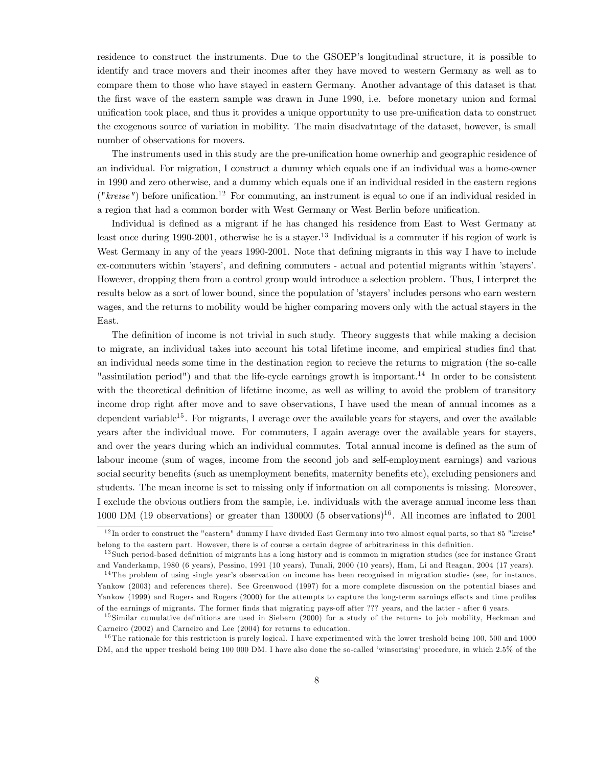residence to construct the instruments. Due to the GSOEP's longitudinal structure, it is possible to identify and trace movers and their incomes after they have moved to western Germany as well as to compare them to those who have stayed in eastern Germany. Another advantage of this dataset is that the first wave of the eastern sample was drawn in June 1990, i.e. before monetary union and formal unification took place, and thus it provides a unique opportunity to use pre-unification data to construct the exogenous source of variation in mobility. The main disadvatntage of the dataset, however, is small number of observations for movers.

The instruments used in this study are the pre-unification home ownerhip and geographic residence of an individual. For migration, I construct a dummy which equals one if an individual was a home-owner in 1990 and zero otherwise, and a dummy which equals one if an individual resided in the eastern regions (*"kreise"*) before unification.[12] For commuting, an instrument is equal to one if an individual resided in a region that had a common border with West Germany or West Berlin before unification.

Individual is defined as a migrant if he has changed his residence from East to West Germany at least once during 1990-2001, otherwise he is a stayer.[13] Individual is a commuter if his region of work is West Germany in any of the years 1990-2001. Note that defining migrants in this way I have to include ex-commuters within 'stayers', and defining commuters - actual and potential migrants within 'stayers'. However, dropping them from a control group would introduce a selection problem. Thus, I interpret the results below as a sort of lower bound, since the population of 'stayers' includes persons who earn western wages, and the returns to mobility would be higher comparing movers only with the actual stayers in the East.

The definition of income is not trivial in such study. Theory suggests that while making a decision to migrate, an individual takes into account his total lifetime income, and empirical studies find that an individual needs some time in the destination region to recieve the returns to migration (the so-calle "assimilation period") and that the life-cycle earnings growth is important.[14] In order to be consistent with the theoretical definition of lifetime income, as well as willing to avoid the problem of transitory income drop right after move and to save observations, I have used the mean of annual incomes as a dependent variable[15]. For migrants, I average over the available years for stayers, and over the available years after the individual move. For commuters, I again average over the available years for stayers, and over the years during which an individual commutes. Total annual income is defined as the sum of labour income (sum of wages, income from the second job and self-employment earnings) and various social security benefits (such as unemployment benefits, maternity benefits etc), excluding pensioners and students. The mean income is set to missing only if information on all components is missing. Moreover, I exclude the obvious outliers from the sample, i.e. individuals with the average annual income less than 1000 DM (19 observations) or greater than 130000 (5 observations)[16]. All incomes are inflated to 2001

[12] In order to construct the "eastern" dummy I have divided East Germany into two almost equal parts, so that 85 "kreise" belong to the eastern part. However, there is of course a certain degree of arbitrariness in this definition.

[13] Such period-based definition of migrants has a long history and is common in migration studies (see for instance Grant and Vanderkamp, 1980 (6 years), Pessino, 1991 (10 years), Tunali, 2000 (10 years), Ham, Li and Reagan, 2004 (17 years).

[14] The problem of using single year's observation on income has been recognised in migration studies (see, for instance, Yankow (2003) and references there). See Greenwood (1997) for a more complete discussion on the potential biases and Yankow (1999) and Rogers and Rogers (2000) for the attempts to capture the long-term earnings effects and time profiles of the earnings of migrants. The former finds that migrating pays-off after ??? years, and the latter - after 6 years.

[15] Similar cumulative definitions are used in Siebern (2000) for a study of the returns to job mobility, Heckman and Carneiro (2002) and Carneiro and Lee (2004) for returns to education.

[16] The rationale for this restriction is purely logical. I have experimented with the lower treshold being 100, 500 and 1000 DM, and the upper treshold being 100 000 DM. I have also done the so-called 'winsorising' procedure, in which 2.5% of the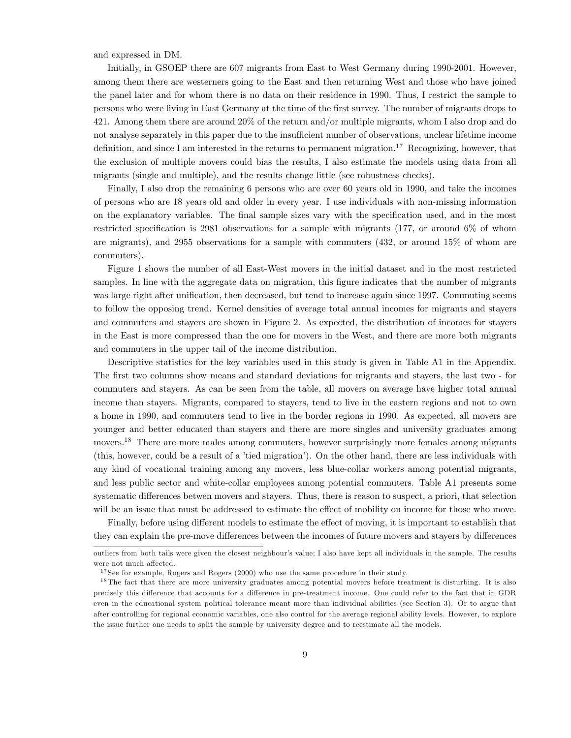and expressed in DM.

Initially, in GSOEP there are 607 migrants from East to West Germany during 1990-2001. However, among them there are westerners going to the East and then returning West and those who have joined the panel later and for whom there is no data on their residence in 1990. Thus, I restrict the sample to persons who were living in East Germany at the time of the first survey. The number of migrants drops to 421. Among them there are around 20% of the return and/or multiple migrants, whom I also drop and do not analyse separately in this paper due to the insufficient number of observations, unclear lifetime income definition, and since I am interested in the returns to permanent migration.[17] Recognizing, however, that the exclusion of multiple movers could bias the results, I also estimate the models using data from all migrants (single and multiple), and the results change little (see robustness checks).

Finally, I also drop the remaining 6 persons who are over 60 years old in 1990, and take the incomes of persons who are 18 years old and older in every year. I use individuals with non-missing information on the explanatory variables. The final sample sizes vary with the specification used, and in the most restricted specification is 2981 observations for a sample with migrants (177, or around 6% of whom are migrants), and 2955 observations for a sample with commuters (432, or around 15% of whom are commuters).

Figure 1 shows the number of all East-West movers in the initial dataset and in the most restricted samples. In line with the aggregate data on migration, this figure indicates that the number of migrants was large right after unification, then decreased, but tend to increase again since 1997. Commuting seems to follow the opposing trend. Kernel densities of average total annual incomes for migrants and stayers and commuters and stayers are shown in Figure 2. As expected, the distribution of incomes for stayers in the East is more compressed than the one for movers in the West, and there are more both migrants and commuters in the upper tail of the income distribution.

Descriptive statistics for the key variables used in this study is given in Table A1 in the Appendix. The first two columns show means and standard deviations for migrants and stayers, the last two - for commuters and stayers. As can be seen from the table, all movers on average have higher total annual income than stayers. Migrants, compared to stayers, tend to live in the eastern regions and not to own a home in 1990, and commuters tend to live in the border regions in 1990. As expected, all movers are younger and better educated than stayers and there are more singles and university graduates among movers.[18] There are more males among commuters, however surprisingly more females among migrants (this, however, could be a result of a 'tied migration'). On the other hand, there are less individuals with any kind of vocational training among any movers, less blue-collar workers among potential migrants, and less public sector and white-collar employees among potential commuters. Table A1 presents some systematic differences betwen movers and stayers. Thus, there is reason to suspect, a priori, that selection will be an issue that must be addressed to estimate the effect of mobility on income for those who move.

Finally, before using different models to estimate the effect of moving, it is important to establish that they can explain the pre-move differences between the incomes of future movers and stayers by differences

---

outliers from both tails were given the closest neighbour's value; I also have kept all individuals in the sample. The results were not much affected.

[17] See for example, Rogers and Rogers (2000) who use the same procedure in their study.

[18] The fact that there are more university graduates among potential movers before treatment is disturbing. It is also precisely this difference that accounts for a difference in pre-treatment income. One could refer to the fact that in GDR even in the educational system political tolerance meant more than individual abilities (see Section 3). Or to argue that after controlling for regional economic variables, one also control for the average regional ability levels. However, to explore the issue further one needs to split the sample by university degree and to reestimate all the models.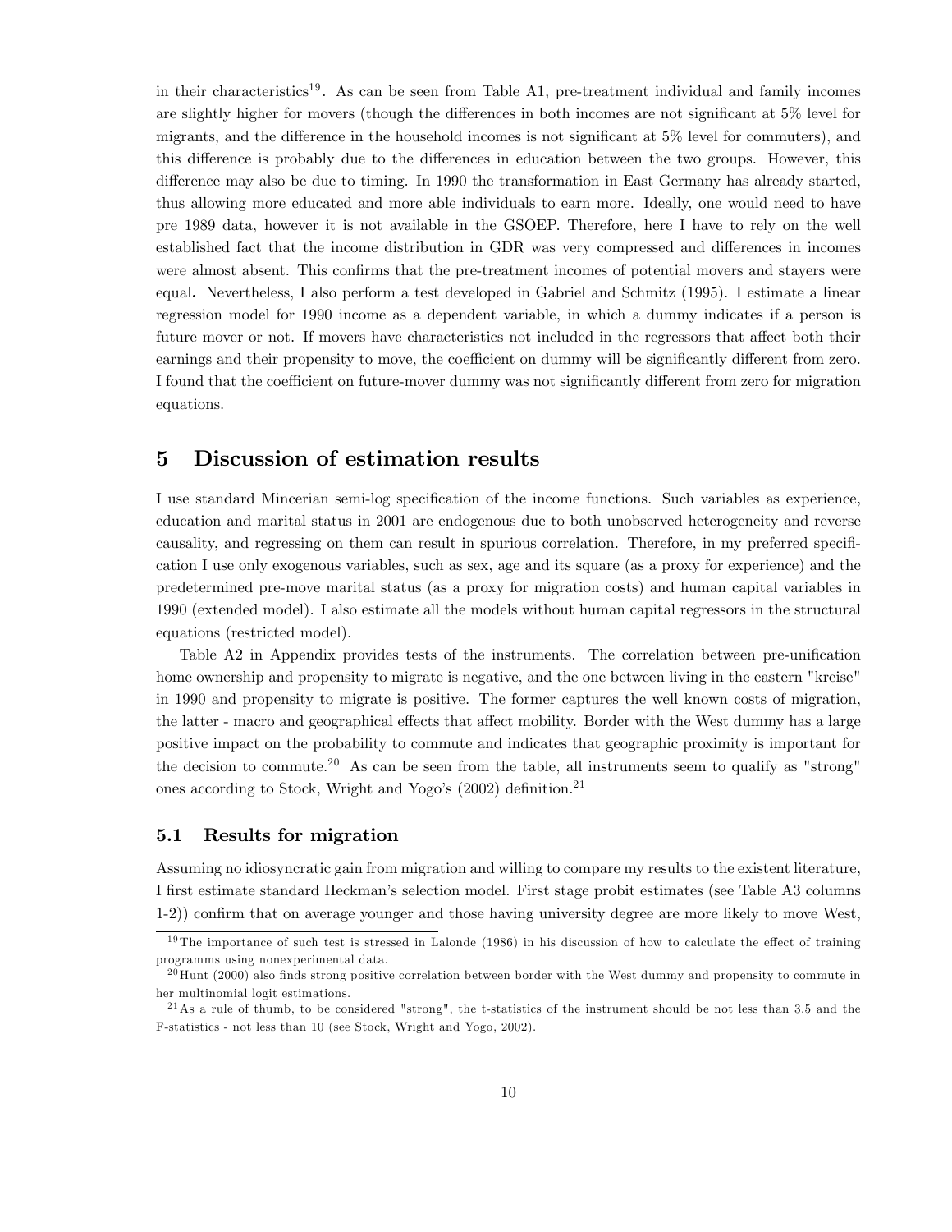in their characteristics[19]. As can be seen from Table A1, pre-treatment individual and family incomes are slightly higher for movers (though the differences in both incomes are not significant at 5% level for migrants, and the difference in the household incomes is not significant at 5% level for commuters), and this difference is probably due to the differences in education between the two groups. However, this difference may also be due to timing. In 1990 the transformation in East Germany has already started, thus allowing more educated and more able individuals to earn more. Ideally, one would need to have pre 1989 data, however it is not available in the GSOEP. Therefore, here I have to rely on the well established fact that the income distribution in GDR was very compressed and differences in incomes were almost absent. This confirms that the pre-treatment incomes of potential movers and stayers were equal**.** Nevertheless, I also perform a test developed in Gabriel and Schmitz (1995). I estimate a linear regression model for 1990 income as a dependent variable, in which a dummy indicates if a person is future mover or not. If movers have characteristics not included in the regressors that affect both their earnings and their propensity to move, the coefficient on dummy will be significantly different from zero. I found that the coefficient on future-mover dummy was not significantly different from zero for migration equations.

# 5 Discussion of estimation results

I use standard Mincerian semi-log specification of the income functions. Such variables as experience, education and marital status in 2001 are endogenous due to both unobserved heterogeneity and reverse causality, and regressing on them can result in spurious correlation. Therefore, in my preferred specification I use only exogenous variables, such as sex, age and its square (as a proxy for experience) and the predetermined pre-move marital status (as a proxy for migration costs) and human capital variables in 1990 (extended model). I also estimate all the models without human capital regressors in the structural equations (restricted model).

Table A2 in Appendix provides tests of the instruments. The correlation between pre-unification home ownership and propensity to migrate is negative, and the one between living in the eastern "kreise" in 1990 and propensity to migrate is positive. The former captures the well known costs of migration, the latter - macro and geographical effects that affect mobility. Border with the West dummy has a large positive impact on the probability to commute and indicates that geographic proximity is important for the decision to commute.[20] As can be seen from the table, all instruments seem to qualify as "strong" ones according to Stock, Wright and Yogo's (2002) definition.[21]

## 5.1 Results for migration

Assuming no idiosyncratic gain from migration and willing to compare my results to the existent literature, I first estimate standard Heckman's selection model. First stage probit estimates (see Table A3 columns 1-2)) confirm that on average younger and those having university degree are more likely to move West,

---

[19] The importance of such test is stressed in Lalonde (1986) in his discussion of how to calculate the effect of training programms using nonexperimental data.

[20] Hunt (2000) also finds strong positive correlation between border with the West dummy and propensity to commute in her multinomial logit estimations.

[21] As a rule of thumb, to be considered "strong", the t-statistics of the instrument should be not less than 3.5 and the F-statistics - not less than 10 (see Stock, Wright and Yogo, 2002).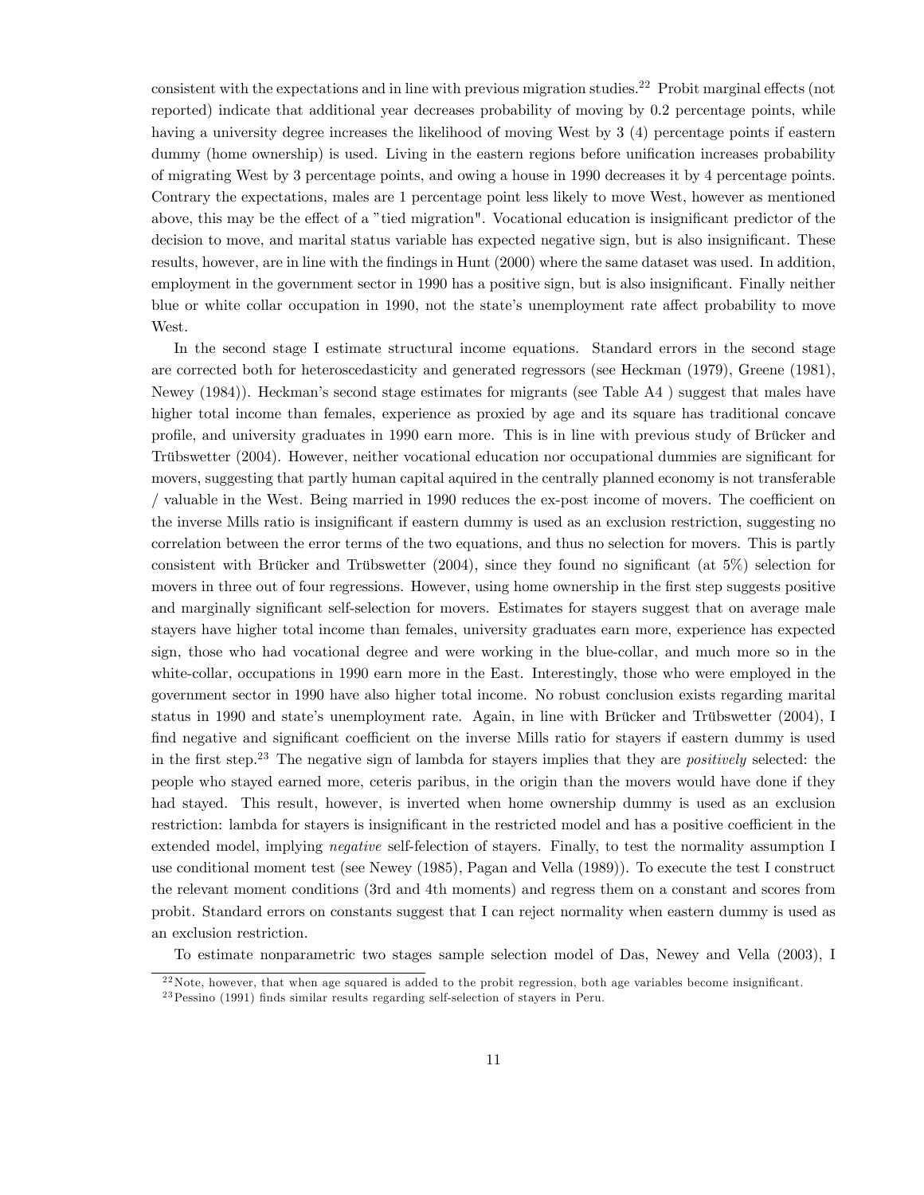consistent with the expectations and in line with previous migration studies.[22] Probit marginal effects (not reported) indicate that additional year decreases probability of moving by 0.2 percentage points, while having a university degree increases the likelihood of moving West by 3 (4) percentage points if eastern dummy (home ownership) is used. Living in the eastern regions before unification increases probability of migrating West by 3 percentage points, and owing a house in 1990 decreases it by 4 percentage points. Contrary the expectations, males are 1 percentage point less likely to move West, however as mentioned above, this may be the effect of a "tied migration". Vocational education is insignificant predictor of the decision to move, and marital status variable has expected negative sign, but is also insignificant. These results, however, are in line with the findings in Hunt (2000) where the same dataset was used. In addition, employment in the government sector in 1990 has a positive sign, but is also insignificant. Finally neither blue or white collar occupation in 1990, not the state's unemployment rate affect probability to move West.

In the second stage I estimate structural income equations. Standard errors in the second stage are corrected both for heteroscedasticity and generated regressors (see Heckman (1979), Greene (1981), Newey (1984)). Heckman's second stage estimates for migrants (see Table A4 ) suggest that males have higher total income than females, experience as proxied by age and its square has traditional concave profile, and university graduates in 1990 earn more. This is in line with previous study of Brücker and Trübswetter (2004). However, neither vocational education nor occupational dummies are significant for movers, suggesting that partly human capital aquired in the centrally planned economy is not transferable / valuable in the West. Being married in 1990 reduces the ex-post income of movers. The coefficient on the inverse Mills ratio is insignificant if eastern dummy is used as an exclusion restriction, suggesting no correlation between the error terms of the two equations, and thus no selection for movers. This is partly consistent with Brücker and Trübswetter (2004), since they found no significant (at 5%) selection for movers in three out of four regressions. However, using home ownership in the first step suggests positive and marginally significant self-selection for movers. Estimates for stayers suggest that on average male stayers have higher total income than females, university graduates earn more, experience has expected sign, those who had vocational degree and were working in the blue-collar, and much more so in the white-collar, occupations in 1990 earn more in the East. Interestingly, those who were employed in the government sector in 1990 have also higher total income. No robust conclusion exists regarding marital status in 1990 and state's unemployment rate. Again, in line with Brücker and Trübswetter (2004), I find negative and significant coefficient on the inverse Mills ratio for stayers if eastern dummy is used in the first step.[23] The negative sign of lambda for stayers implies that they are *positively* selected: the people who stayed earned more, ceteris paribus, in the origin than the movers would have done if they had stayed. This result, however, is inverted when home ownership dummy is used as an exclusion restriction: lambda for stayers is insignificant in the restricted model and has a positive coefficient in the extended model, implying *negative* self-felection of stayers. Finally, to test the normality assumption I use conditional moment test (see Newey (1985), Pagan and Vella (1989)). To execute the test I construct the relevant moment conditions (3rd and 4th moments) and regress them on a constant and scores from probit. Standard errors on constants suggest that I can reject normality when eastern dummy is used as an exclusion restriction.

To estimate nonparametric two stages sample selection model of Das, Newey and Vella (2003), I

[22] Note, however, that when age squared is added to the probit regression, both age variables become insignificant.

[23] Pessino (1991) finds similar results regarding self-selection of stayers in Peru.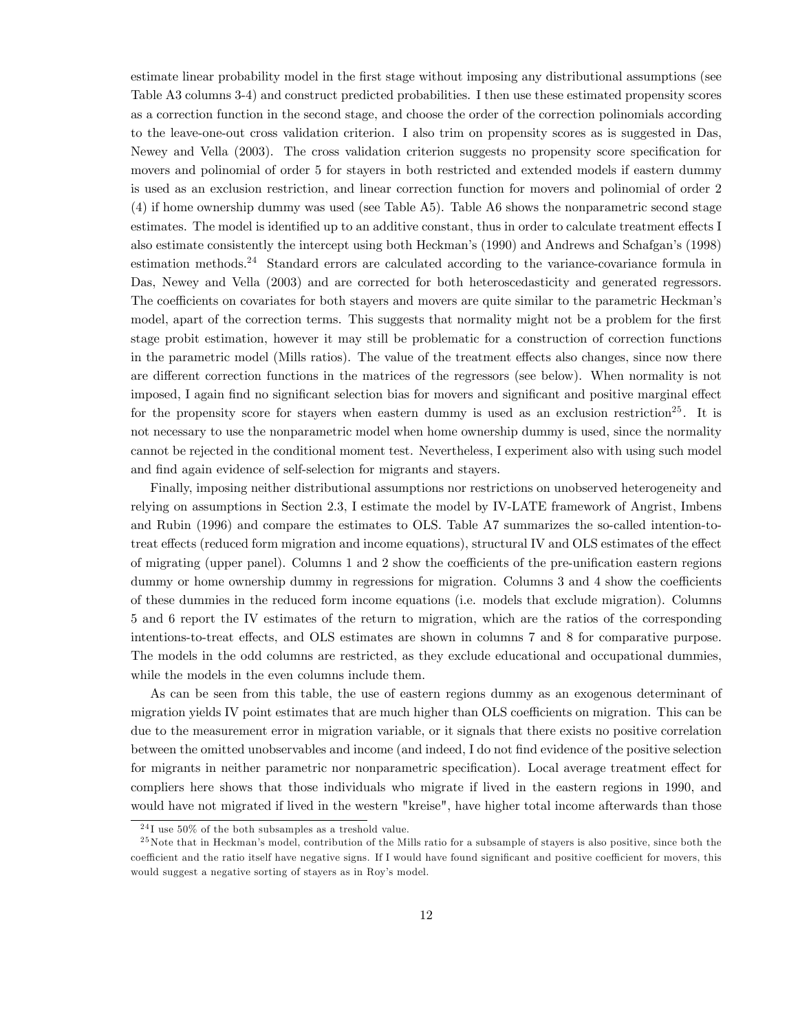estimate linear probability model in the first stage without imposing any distributional assumptions (see Table A3 columns 3-4) and construct predicted probabilities. I then use these estimated propensity scores as a correction function in the second stage, and choose the order of the correction polinomials according to the leave-one-out cross validation criterion. I also trim on propensity scores as is suggested in Das, Newey and Vella (2003). The cross validation criterion suggests no propensity score specification for movers and polinomial of order 5 for stayers in both restricted and extended models if eastern dummy is used as an exclusion restriction, and linear correction function for movers and polinomial of order 2 (4) if home ownership dummy was used (see Table A5). Table A6 shows the nonparametric second stage estimates. The model is identified up to an additive constant, thus in order to calculate treatment effects I also estimate consistently the intercept using both Heckman's (1990) and Andrews and Schafgan's (1998) estimation methods.[24] Standard errors are calculated according to the variance-covariance formula in Das, Newey and Vella (2003) and are corrected for both heteroscedasticity and generated regressors. The coefficients on covariates for both stayers and movers are quite similar to the parametric Heckman's model, apart of the correction terms. This suggests that normality might not be a problem for the first stage probit estimation, however it may still be problematic for a construction of correction functions in the parametric model (Mills ratios). The value of the treatment effects also changes, since now there are different correction functions in the matrices of the regressors (see below). When normality is not imposed, I again find no significant selection bias for movers and significant and positive marginal effect for the propensity score for stayers when eastern dummy is used as an exclusion restriction[25]. It is not necessary to use the nonparametric model when home ownership dummy is used, since the normality cannot be rejected in the conditional moment test. Nevertheless, I experiment also with using such model and find again evidence of self-selection for migrants and stayers.

Finally, imposing neither distributional assumptions nor restrictions on unobserved heterogeneity and relying on assumptions in Section 2.3, I estimate the model by IV-LATE framework of Angrist, Imbens and Rubin (1996) and compare the estimates to OLS. Table A7 summarizes the so-called intention-to-treat effects (reduced form migration and income equations), structural IV and OLS estimates of the effect of migrating (upper panel). Columns 1 and 2 show the coefficients of the pre-unification eastern regions dummy or home ownership dummy in regressions for migration. Columns 3 and 4 show the coefficients of these dummies in the reduced form income equations (i.e. models that exclude migration). Columns 5 and 6 report the IV estimates of the return to migration, which are the ratios of the corresponding intentions-to-treat effects, and OLS estimates are shown in columns 7 and 8 for comparative purpose. The models in the odd columns are restricted, as they exclude educational and occupational dummies, while the models in the even columns include them.

As can be seen from this table, the use of eastern regions dummy as an exogenous determinant of migration yields IV point estimates that are much higher than OLS coefficients on migration. This can be due to the measurement error in migration variable, or it signals that there exists no positive correlation between the omitted unobservables and income (and indeed, I do not find evidence of the positive selection for migrants in neither parametric nor nonparametric specification). Local average treatment effect for compliers here shows that those individuals who migrate if lived in the eastern regions in 1990, and would have not migrated if lived in the western "kreise", have higher total income afterwards than those

[24] I use 50% of the both subsamples as a treshold value.

[25] Note that in Heckman's model, contribution of the Mills ratio for a subsample of stayers is also positive, since both the coefficient and the ratio itself have negative signs. If I would have found significant and positive coefficient for movers, this would suggest a negative sorting of stayers as in Roy's model.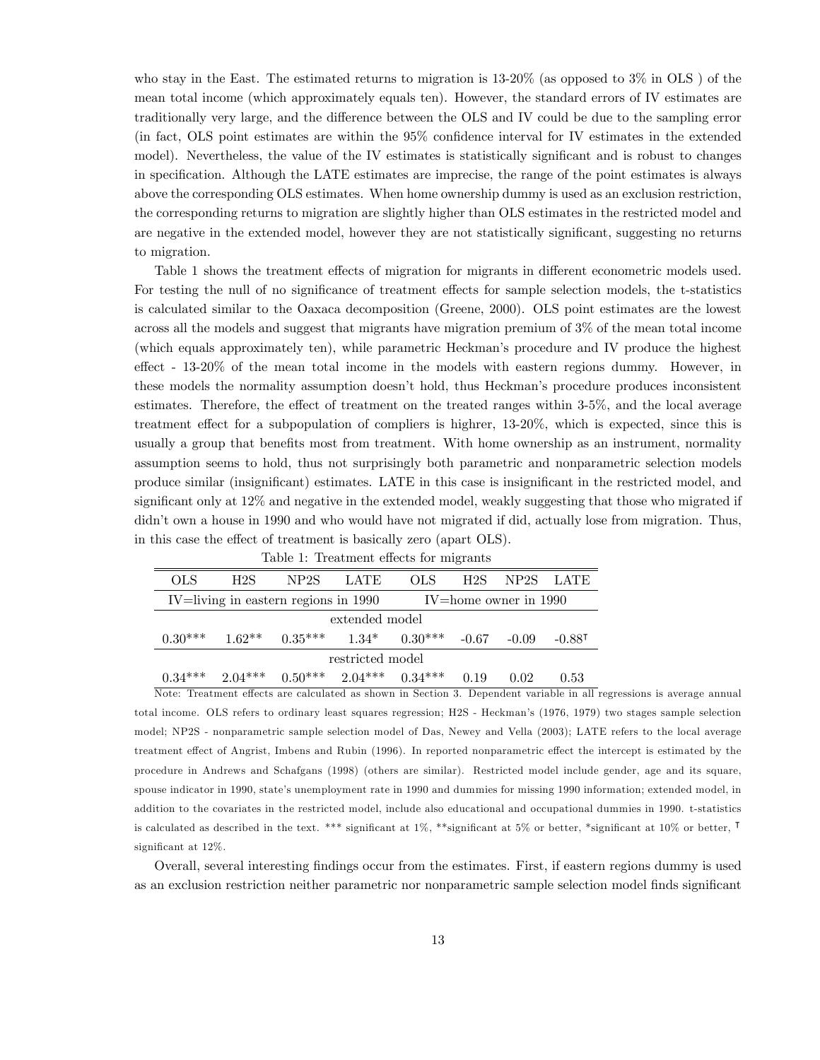who stay in the East. The estimated returns to migration is 13-20% (as opposed to 3% in OLS ) of the mean total income (which approximately equals ten). However, the standard errors of IV estimates are traditionally very large, and the difference between the OLS and IV could be due to the sampling error (in fact, OLS point estimates are within the 95% confidence interval for IV estimates in the extended model). Nevertheless, the value of the IV estimates is statistically significant and is robust to changes in specification. Although the LATE estimates are imprecise, the range of the point estimates is always above the corresponding OLS estimates. When home ownership dummy is used as an exclusion restriction, the corresponding returns to migration are slightly higher than OLS estimates in the restricted model and are negative in the extended model, however they are not statistically significant, suggesting no returns to migration.

Table 1 shows the treatment effects of migration for migrants in different econometric models used. For testing the null of no significance of treatment effects for sample selection models, the t-statistics is calculated similar to the Oaxaca decomposition (Greene, 2000). OLS point estimates are the lowest across all the models and suggest that migrants have migration premium of 3% of the mean total income (which equals approximately ten), while parametric Heckman's procedure and IV produce the highest effect - 13-20% of the mean total income in the models with eastern regions dummy. However, in these models the normality assumption doesn't hold, thus Heckman's procedure produces inconsistent estimates. Therefore, the effect of treatment on the treated ranges within 3-5%, and the local average treatment effect for a subpopulation of compliers is highrer, 13-20%, which is expected, since this is usually a group that benefits most from treatment. With home ownership as an instrument, normality assumption seems to hold, thus not surprisingly both parametric and nonparametric selection models produce similar (insignificant) estimates. LATE in this case is insignificant in the restricted model, and significant only at 12% and negative in the extended model, weakly suggesting that those who migrated if didn't own a house in 1990 and who would have not migrated if did, actually lose from migration. Thus, in this case the effect of treatment is basically zero (apart OLS).

Table 1: Treatment effects for migrants

| OLS | H2S | NP2S | LATE | OLS | H2S | NP2S | LATE |
|---|---|---|---|---|---|---|---|
| IV=living in eastern regions in 1990 | | | | IV=home owner in 1990 | | | |
| extended model | | | | | | | |
| 0.30*** | 1.62** | 0.35*** | 1.34* | 0.30*** | -0.67 | -0.09 | -0.88ᵀ |
| restricted model | | | | | | | |
| 0.34*** | 2.04*** | 0.50*** | 2.04*** | 0.34*** | 0.19 | 0.02 | 0.53 |

Note: Treatment effects are calculated as shown in Section 3. Dependent variable in all regressions is average annual total income. OLS refers to ordinary least squares regression; H2S - Heckman's (1976, 1979) two stages sample selection model; NP2S - nonparametric sample selection model of Das, Newey and Vella (2003); LATE refers to the local average treatment effect of Angrist, Imbens and Rubin (1996). In reported nonparametric effect the intercept is estimated by the procedure in Andrews and Schafgans (1998) (others are similar). Restricted model include gender, age and its square, spouse indicator in 1990, state's unemployment rate in 1990 and dummies for missing 1990 information; extended model, in addition to the covariates in the restricted model, include also educational and occupational dummies in 1990. t-statistics is calculated as described in the text. *** significant at 1%, **significant at 5% or better, *significant at 10% or better, ᵀ significant at 12%.

Overall, several interesting findings occur from the estimates. First, if eastern regions dummy is used as an exclusion restriction neither parametric nor nonparametric sample selection model finds significant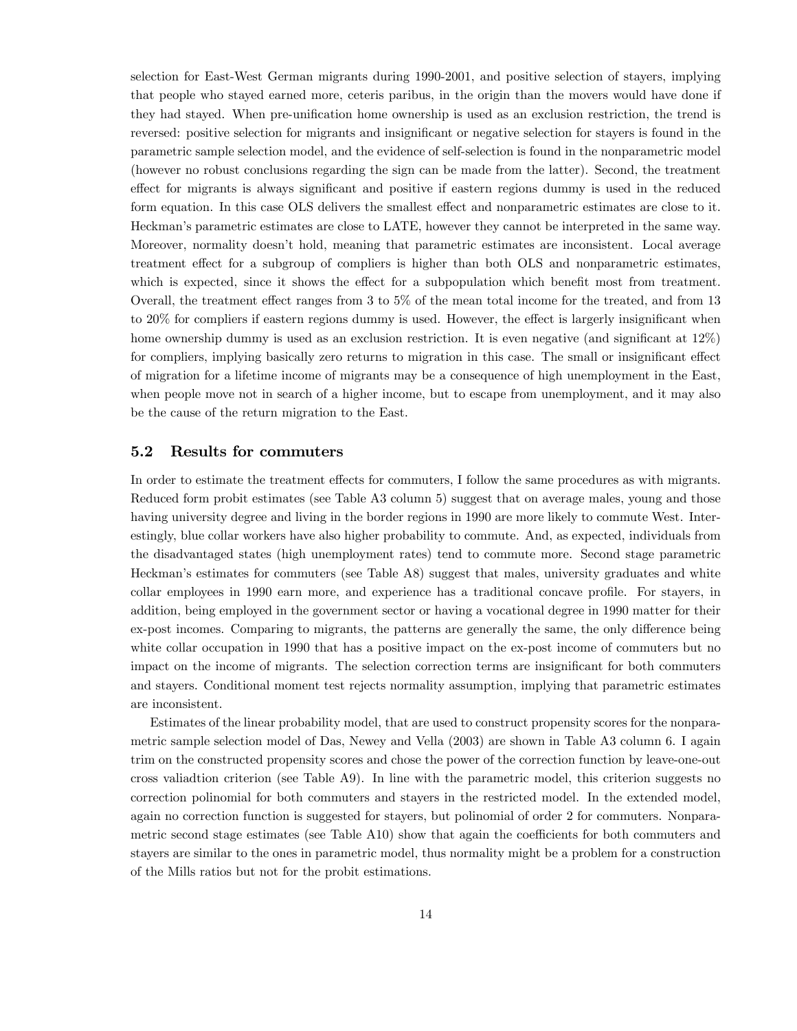selection for East-West German migrants during 1990-2001, and positive selection of stayers, implying that people who stayed earned more, ceteris paribus, in the origin than the movers would have done if they had stayed. When pre-unification home ownership is used as an exclusion restriction, the trend is reversed: positive selection for migrants and insignificant or negative selection for stayers is found in the parametric sample selection model, and the evidence of self-selection is found in the nonparametric model (however no robust conclusions regarding the sign can be made from the latter). Second, the treatment effect for migrants is always significant and positive if eastern regions dummy is used in the reduced form equation. In this case OLS delivers the smallest effect and nonparametric estimates are close to it. Heckman's parametric estimates are close to LATE, however they cannot be interpreted in the same way. Moreover, normality doesn't hold, meaning that parametric estimates are inconsistent. Local average treatment effect for a subgroup of compliers is higher than both OLS and nonparametric estimates, which is expected, since it shows the effect for a subpopulation which benefit most from treatment. Overall, the treatment effect ranges from 3 to 5% of the mean total income for the treated, and from 13 to 20% for compliers if eastern regions dummy is used. However, the effect is largely insignificant when home ownership dummy is used as an exclusion restriction. It is even negative (and significant at 12%) for compliers, implying basically zero returns to migration in this case. The small or insignificant effect of migration for a lifetime income of migrants may be a consequence of high unemployment in the East, when people move not in search of a higher income, but to escape from unemployment, and it may also be the cause of the return migration to the East.

## 5.2 Results for commuters

In order to estimate the treatment effects for commuters, I follow the same procedures as with migrants. Reduced form probit estimates (see Table A3 column 5) suggest that on average males, young and those having university degree and living in the border regions in 1990 are more likely to commute West. Interestingly, blue collar workers have also higher probability to commute. And, as expected, individuals from the disadvantaged states (high unemployment rates) tend to commute more. Second stage parametric Heckman's estimates for commuters (see Table A8) suggest that males, university graduates and white collar employees in 1990 earn more, and experience has a traditional concave profile. For stayers, in addition, being employed in the government sector or having a vocational degree in 1990 matter for their ex-post incomes. Comparing to migrants, the patterns are generally the same, the only difference being white collar occupation in 1990 that has a positive impact on the ex-post income of commuters but no impact on the income of migrants. The selection correction terms are insignificant for both commuters and stayers. Conditional moment test rejects normality assumption, implying that parametric estimates are inconsistent.

Estimates of the linear probability model, that are used to construct propensity scores for the nonparametric sample selection model of Das, Newey and Vella (2003) are shown in Table A3 column 6. I again trim on the constructed propensity scores and chose the power of the correction function by leave-one-out cross valiadtion criterion (see Table A9). In line with the parametric model, this criterion suggests no correction polinomial for both commuters and stayers in the restricted model. In the extended model, again no correction function is suggested for stayers, but polinomial of order 2 for commuters. Nonparametric second stage estimates (see Table A10) show that again the coefficients for both commuters and stayers are similar to the ones in parametric model, thus normality might be a problem for a construction of the Mills ratios but not for the probit estimations.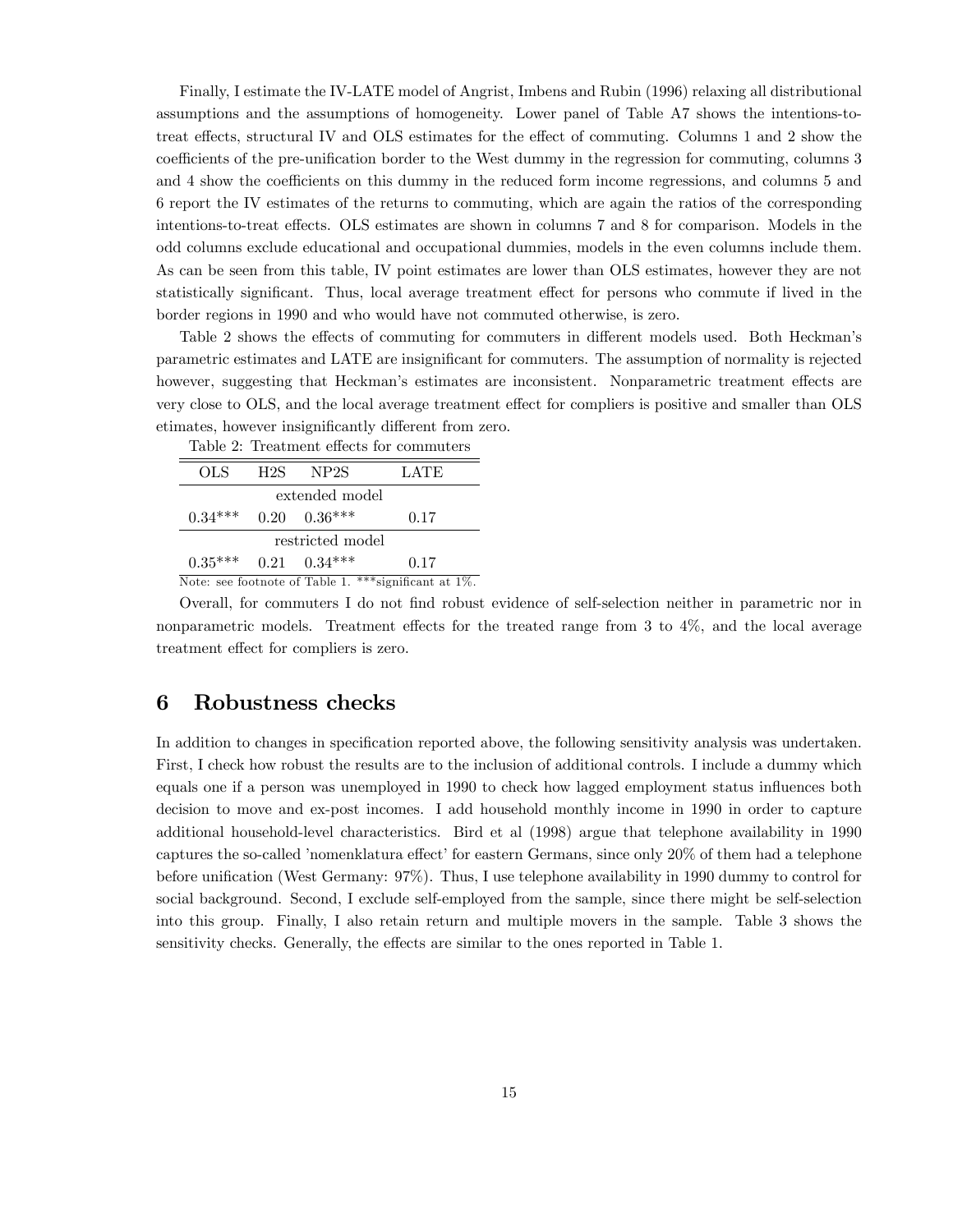Finally, I estimate the IV-LATE model of Angrist, Imbens and Rubin (1996) relaxing all distributional assumptions and the assumptions of homogeneity. Lower panel of Table A7 shows the intentions-to-treat effects, structural IV and OLS estimates for the effect of commuting. Columns 1 and 2 show the coefficients of the pre-unification border to the West dummy in the regression for commuting, columns 3 and 4 show the coefficients on this dummy in the reduced form income regressions, and columns 5 and 6 report the IV estimates of the returns to commuting, which are again the ratios of the corresponding intentions-to-treat effects. OLS estimates are shown in columns 7 and 8 for comparison. Models in the odd columns exclude educational and occupational dummies, models in the even columns include them. As can be seen from this table, IV point estimates are lower than OLS estimates, however they are not statistically significant. Thus, local average treatment effect for persons who commute if lived in the border regions in 1990 and who would have not commuted otherwise, is zero.

Table 2 shows the effects of commuting for commuters in different models used. Both Heckman's parametric estimates and LATE are insignificant for commuters. The assumption of normality is rejected however, suggesting that Heckman's estimates are inconsistent. Nonparametric treatment effects are very close to OLS, and the local average treatment effect for compliers is positive and smaller than OLS etimates, however insignificantly different from zero.

Table 2: Treatment effects for commuters

| OLS | H2S | NP2S | LATE |
|---|---|---|---|
| extended model | | | |
| 0.34*** | 0.20 | 0.36*** | 0.17 |
| restricted model | | | |
| 0.35*** | 0.21 | 0.34*** | 0.17 |

Note: see footnote of Table 1. ***significant at 1%.

Overall, for commuters I do not find robust evidence of self-selection neither in parametric nor in nonparametric models. Treatment effects for the treated range from 3 to 4%, and the local average treatment effect for compliers is zero.

## 6 Robustness checks

In addition to changes in specification reported above, the following sensitivity analysis was undertaken. First, I check how robust the results are to the inclusion of additional controls. I include a dummy which equals one if a person was unemployed in 1990 to check how lagged employment status influences both decision to move and ex-post incomes. I add household monthly income in 1990 in order to capture additional household-level characteristics. Bird et al (1998) argue that telephone availability in 1990 captures the so-called 'nomenklatura effect' for eastern Germans, since only 20% of them had a telephone before unification (West Germany: 97%). Thus, I use telephone availability in 1990 dummy to control for social background. Second, I exclude self-employed from the sample, since there might be self-selection into this group. Finally, I also retain return and multiple movers in the sample. Table 3 shows the sensitivity checks. Generally, the effects are similar to the ones reported in Table 1.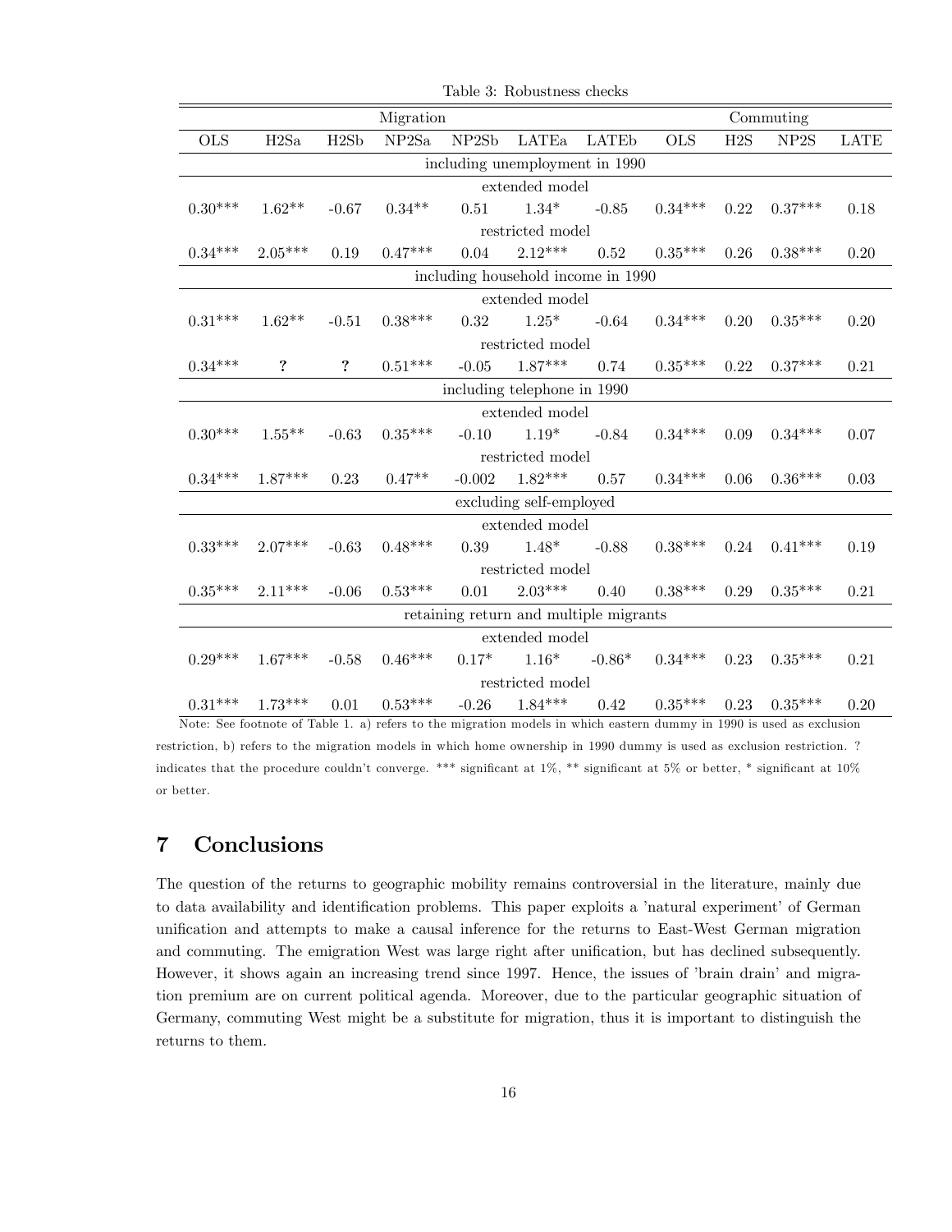Table 3: Robustness checks

| Migration | | | | | | | Commuting | | | |
|---|---|---|---|---|---|---|---|---|---|---|
| OLS | H2Sa | H2Sb | NP2Sa | NP2Sb | LATEa | LATEb | OLS | H2S | NP2S | LATE |
| including unemployment in 1990 | | | | | | | | | | |
| extended model | | | | | | | | | | |
| 0.30*** | 1.62** | -0.67 | 0.34** | 0.51 | 1.34* | -0.85 | 0.34*** | 0.22 | 0.37*** | 0.18 |
| restricted model | | | | | | | | | | |
| 0.34*** | 2.05*** | 0.19 | 0.47*** | 0.04 | 2.12*** | 0.52 | 0.35*** | 0.26 | 0.38*** | 0.20 |
| including household income in 1990 | | | | | | | | | | |
| extended model | | | | | | | | | | |
| 0.31*** | 1.62** | -0.51 | 0.38*** | 0.32 | 1.25* | -0.64 | 0.34*** | 0.20 | 0.35*** | 0.20 |
| restricted model | | | | | | | | | | |
| 0.34*** | ? | ? | 0.51*** | -0.05 | 1.87*** | 0.74 | 0.35*** | 0.22 | 0.37*** | 0.21 |
| including telephone in 1990 | | | | | | | | | | |
| extended model | | | | | | | | | | |
| 0.30*** | 1.55** | -0.63 | 0.35*** | -0.10 | 1.19* | -0.84 | 0.34*** | 0.09 | 0.34*** | 0.07 |
| restricted model | | | | | | | | | | |
| 0.34*** | 1.87*** | 0.23 | 0.47** | -0.002 | 1.82*** | 0.57 | 0.34*** | 0.06 | 0.36*** | 0.03 |
| excluding self-employed | | | | | | | | | | |
| extended model | | | | | | | | | | |
| 0.33*** | 2.07*** | -0.63 | 0.48*** | 0.39 | 1.48* | -0.88 | 0.38*** | 0.24 | 0.41*** | 0.19 |
| restricted model | | | | | | | | | | |
| 0.35*** | 2.11*** | -0.06 | 0.53*** | 0.01 | 2.03*** | 0.40 | 0.38*** | 0.29 | 0.35*** | 0.21 |
| retaining return and multiple migrants | | | | | | | | | | |
| extended model | | | | | | | | | | |
| 0.29*** | 1.67*** | -0.58 | 0.46*** | 0.17* | 1.16* | -0.86* | 0.34*** | 0.23 | 0.35*** | 0.21 |
| restricted model | | | | | | | | | | |
| 0.31*** | 1.73*** | 0.01 | 0.53*** | -0.26 | 1.84*** | 0.42 | 0.35*** | 0.23 | 0.35*** | 0.20 |

Note: See footnote of Table 1. a) refers to the migration models in which eastern dummy in 1990 is used as exclusion restriction, b) refers to the migration models in which home ownership in 1990 dummy is used as exclusion restriction. ? indicates that the procedure couldn't converge. *** significant at 1%, ** significant at 5% or better, * significant at 10% or better.

## 7 Conclusions

The question of the returns to geographic mobility remains controversial in the literature, mainly due to data availability and identification problems. This paper exploits a 'natural experiment' of German unification and attempts to make a causal inference for the returns to East-West German migration and commuting. The emigration West was large right after unification, but has declined subsequently. However, it shows again an increasing trend since 1997. Hence, the issues of 'brain drain' and migration premium are on current political agenda. Moreover, due to the particular geographic situation of Germany, commuting West might be a substitute for migration, thus it is important to distinguish the returns to them.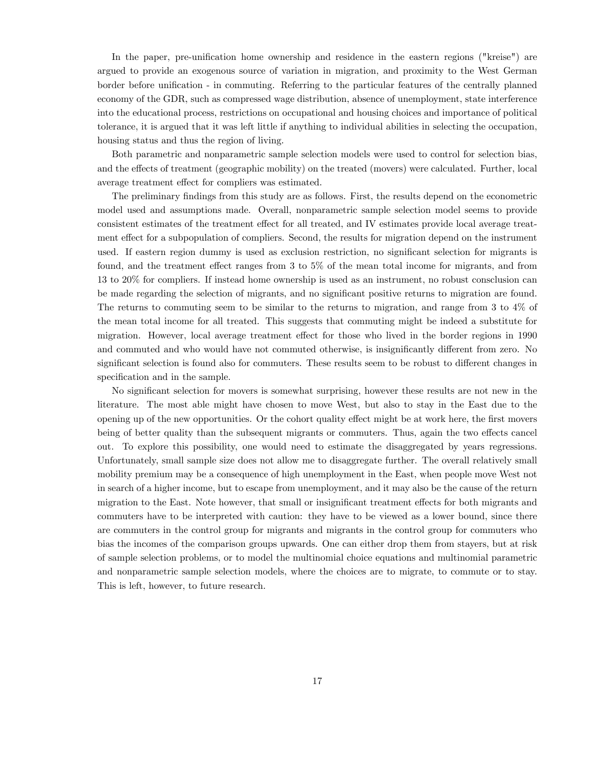In the paper, pre-unification home ownership and residence in the eastern regions ("kreise") are argued to provide an exogenous source of variation in migration, and proximity to the West German border before unification - in commuting. Referring to the particular features of the centrally planned economy of the GDR, such as compressed wage distribution, absence of unemployment, state interference into the educational process, restrictions on occupational and housing choices and importance of political tolerance, it is argued that it was left little if anything to individual abilities in selecting the occupation, housing status and thus the region of living.

Both parametric and nonparametric sample selection models were used to control for selection bias, and the effects of treatment (geographic mobility) on the treated (movers) were calculated. Further, local average treatment effect for compliers was estimated.

The preliminary findings from this study are as follows. First, the results depend on the econometric model used and assumptions made. Overall, nonparametric sample selection model seems to provide consistent estimates of the treatment effect for all treated, and IV estimates provide local average treatment effect for a subpopulation of compliers. Second, the results for migration depend on the instrument used. If eastern region dummy is used as exclusion restriction, no significant selection for migrants is found, and the treatment effect ranges from 3 to 5% of the mean total income for migrants, and from 13 to 20% for compliers. If instead home ownership is used as an instrument, no robust consclusion can be made regarding the selection of migrants, and no significant positive returns to migration are found. The returns to commuting seem to be similar to the returns to migration, and range from 3 to 4% of the mean total income for all treated. This suggests that commuting might be indeed a substitute for migration. However, local average treatment effect for those who lived in the border regions in 1990 and commuted and who would have not commuted otherwise, is insignificantly different from zero. No significant selection is found also for commuters. These results seem to be robust to different changes in specification and in the sample.

No significant selection for movers is somewhat surprising, however these results are not new in the literature. The most able might have chosen to move West, but also to stay in the East due to the opening up of the new opportunities. Or the cohort quality effect might be at work here, the first movers being of better quality than the subsequent migrants or commuters. Thus, again the two effects cancel out. To explore this possibility, one would need to estimate the disaggregated by years regressions. Unfortunately, small sample size does not allow me to disaggregate further. The overall relatively small mobility premium may be a consequence of high unemployment in the East, when people move West not in search of a higher income, but to escape from unemployment, and it may also be the cause of the return migration to the East. Note however, that small or insignificant treatment effects for both migrants and commuters have to be interpreted with caution: they have to be viewed as a lower bound, since there are commuters in the control group for migrants and migrants in the control group for commuters who bias the incomes of the comparison groups upwards. One can either drop them from stayers, but at risk of sample selection problems, or to model the multinomial choice equations and multinomial parametric and nonparametric sample selection models, where the choices are to migrate, to commute or to stay. This is left, however, to future research.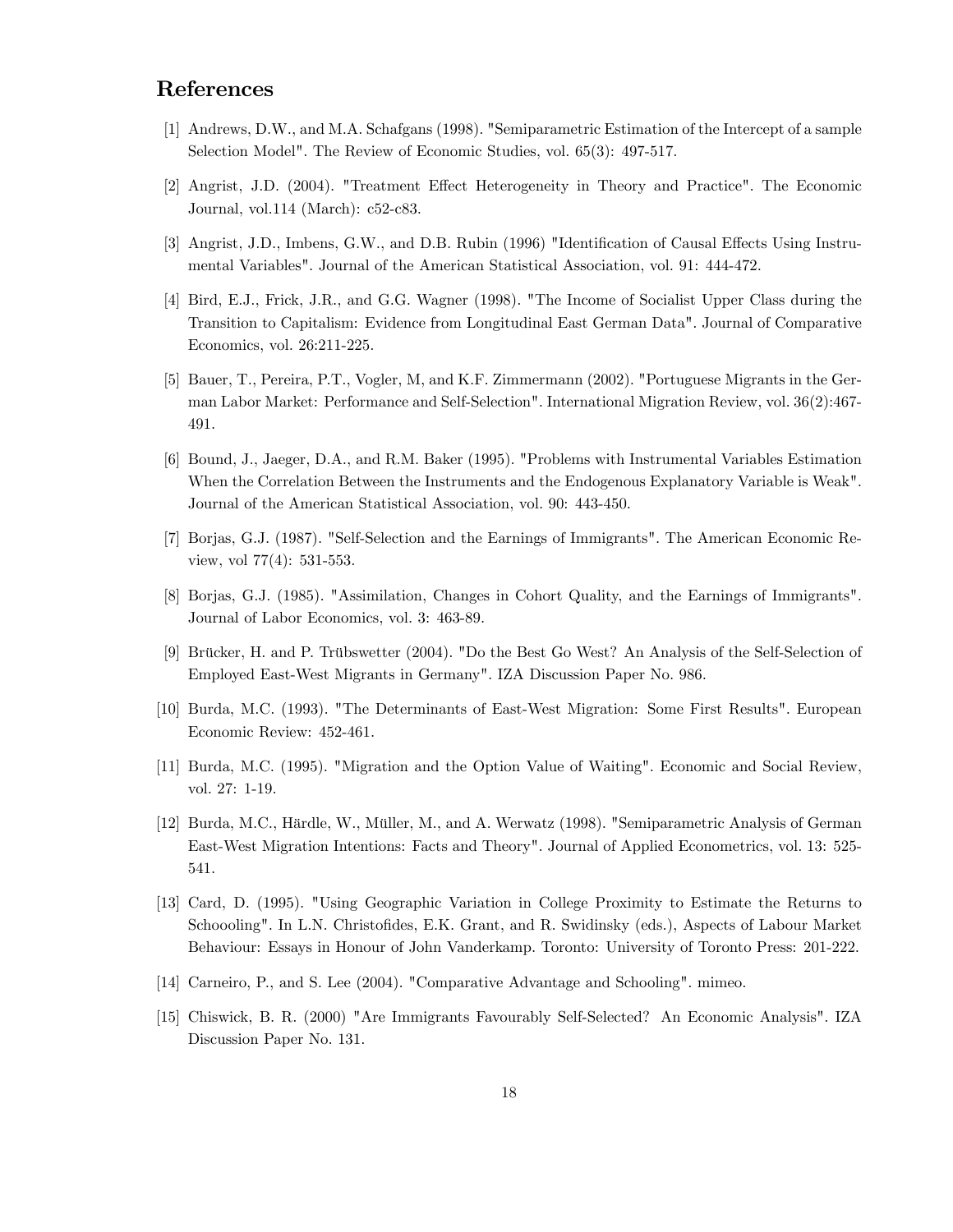# References

[1] Andrews, D.W., and M.A. Schafgans (1998). "Semiparametric Estimation of the Intercept of a sample Selection Model". The Review of Economic Studies, vol. 65(3): 497-517.

[2] Angrist, J.D. (2004). "Treatment Effect Heterogeneity in Theory and Practice". The Economic Journal, vol.114 (March): c52-c83.

[3] Angrist, J.D., Imbens, G.W., and D.B. Rubin (1996) "Identification of Causal Effects Using Instrumental Variables". Journal of the American Statistical Association, vol. 91: 444-472.

[4] Bird, E.J., Frick, J.R., and G.G. Wagner (1998). "The Income of Socialist Upper Class during the Transition to Capitalism: Evidence from Longitudinal East German Data". Journal of Comparative Economics, vol. 26:211-225.

[5] Bauer, T., Pereira, P.T., Vogler, M, and K.F. Zimmermann (2002). "Portuguese Migrants in the German Labor Market: Performance and Self-Selection". International Migration Review, vol. 36(2):467-491.

[6] Bound, J., Jaeger, D.A., and R.M. Baker (1995). "Problems with Instrumental Variables Estimation When the Correlation Between the Instruments and the Endogenous Explanatory Variable is Weak". Journal of the American Statistical Association, vol. 90: 443-450.

[7] Borjas, G.J. (1987). "Self-Selection and the Earnings of Immigrants". The American Economic Review, vol 77(4): 531-553.

[8] Borjas, G.J. (1985). "Assimilation, Changes in Cohort Quality, and the Earnings of Immigrants". Journal of Labor Economics, vol. 3: 463-89.

[9] Brücker, H. and P. Trübswetter (2004). "Do the Best Go West? An Analysis of the Self-Selection of Employed East-West Migrants in Germany". IZA Discussion Paper No. 986.

[10] Burda, M.C. (1993). "The Determinants of East-West Migration: Some First Results". European Economic Review: 452-461.

[11] Burda, M.C. (1995). "Migration and the Option Value of Waiting". Economic and Social Review, vol. 27: 1-19.

[12] Burda, M.C., Härdle, W., Müller, M., and A. Werwatz (1998). "Semiparametric Analysis of German East-West Migration Intentions: Facts and Theory". Journal of Applied Econometrics, vol. 13: 525-541.

[13] Card, D. (1995). "Using Geographic Variation in College Proximity to Estimate the Returns to Schoooling". In L.N. Christofides, E.K. Grant, and R. Swidinsky (eds.), Aspects of Labour Market Behaviour: Essays in Honour of John Vanderkamp. Toronto: University of Toronto Press: 201-222.

[14] Carneiro, P., and S. Lee (2004). "Comparative Advantage and Schooling". mimeo.

[15] Chiswick, B. R. (2000) "Are Immigrants Favourably Self-Selected? An Economic Analysis". IZA Discussion Paper No. 131.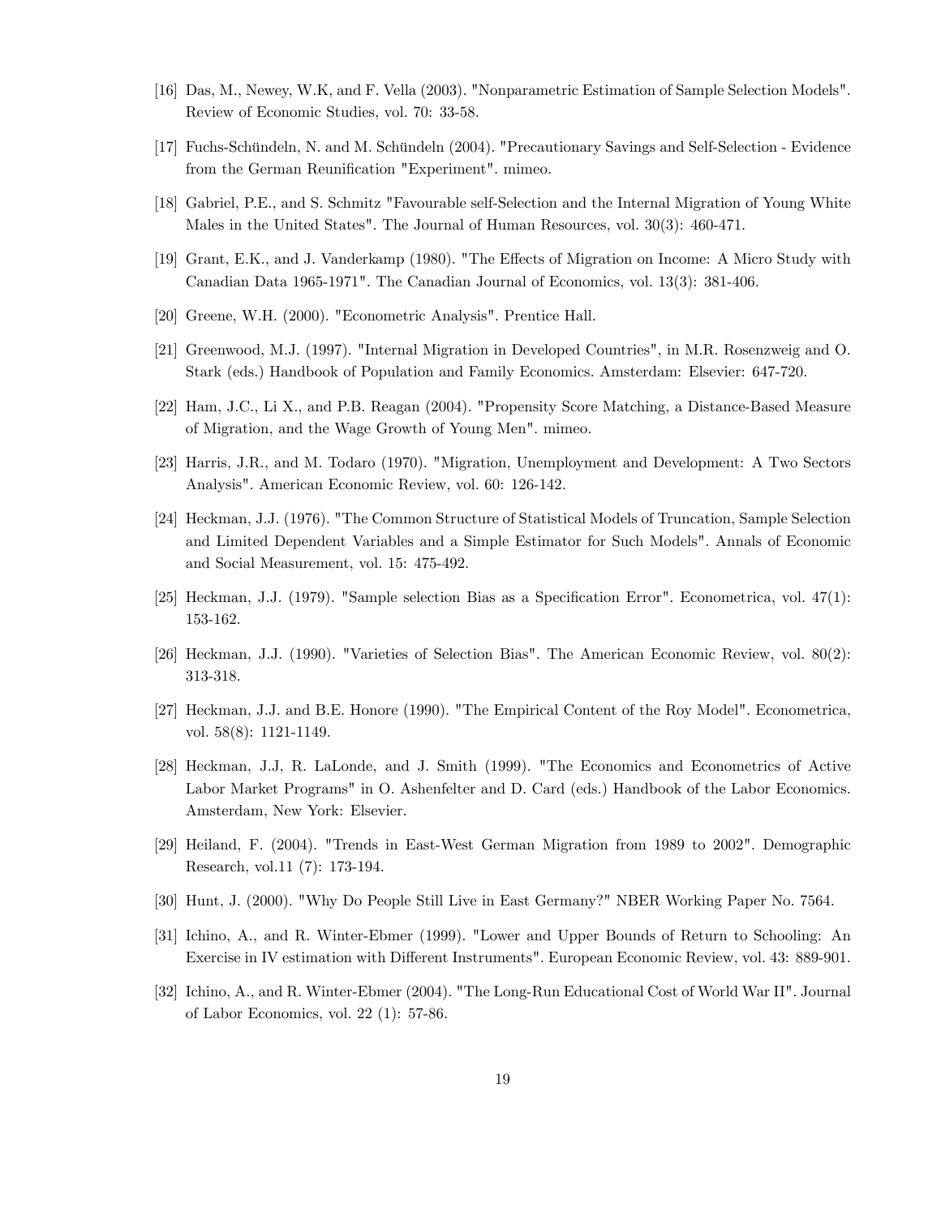[16] Das, M., Newey, W.K, and F. Vella (2003). "Nonparametric Estimation of Sample Selection Models". Review of Economic Studies, vol. 70: 33-58.

[17] Fuchs-Schündeln, N. and M. Schündeln (2004). "Precautionary Savings and Self-Selection - Evidence from the German Reunification "Experiment". mimeo.

[18] Gabriel, P.E., and S. Schmitz "Favourable self-Selection and the Internal Migration of Young White Males in the United States". The Journal of Human Resources, vol. 30(3): 460-471.

[19] Grant, E.K., and J. Vanderkamp (1980). "The Effects of Migration on Income: A Micro Study with Canadian Data 1965-1971". The Canadian Journal of Economics, vol. 13(3): 381-406.

[20] Greene, W.H. (2000). "Econometric Analysis". Prentice Hall.

[21] Greenwood, M.J. (1997). "Internal Migration in Developed Countries", in M.R. Rosenzweig and O. Stark (eds.) Handbook of Population and Family Economics. Amsterdam: Elsevier: 647-720.

[22] Ham, J.C., Li X., and P.B. Reagan (2004). "Propensity Score Matching, a Distance-Based Measure of Migration, and the Wage Growth of Young Men". mimeo.

[23] Harris, J.R., and M. Todaro (1970). "Migration, Unemployment and Development: A Two Sectors Analysis". American Economic Review, vol. 60: 126-142.

[24] Heckman, J.J. (1976). "The Common Structure of Statistical Models of Truncation, Sample Selection and Limited Dependent Variables and a Simple Estimator for Such Models". Annals of Economic and Social Measurement, vol. 15: 475-492.

[25] Heckman, J.J. (1979). "Sample selection Bias as a Specification Error". Econometrica, vol. 47(1): 153-162.

[26] Heckman, J.J. (1990). "Varieties of Selection Bias". The American Economic Review, vol. 80(2): 313-318.

[27] Heckman, J.J. and B.E. Honore (1990). "The Empirical Content of the Roy Model". Econometrica, vol. 58(8): 1121-1149.

[28] Heckman, J.J, R. LaLonde, and J. Smith (1999). "The Economics and Econometrics of Active Labor Market Programs" in O. Ashenfelter and D. Card (eds.) Handbook of the Labor Economics. Amsterdam, New York: Elsevier.

[29] Heiland, F. (2004). "Trends in East-West German Migration from 1989 to 2002". Demographic Research, vol.11 (7): 173-194.

[30] Hunt, J. (2000). "Why Do People Still Live in East Germany?" NBER Working Paper No. 7564.

[31] Ichino, A., and R. Winter-Ebmer (1999). "Lower and Upper Bounds of Return to Schooling: An Exercise in IV estimation with Different Instruments". European Economic Review, vol. 43: 889-901.

[32] Ichino, A., and R. Winter-Ebmer (2004). "The Long-Run Educational Cost of World War II". Journal of Labor Economics, vol. 22 (1): 57-86.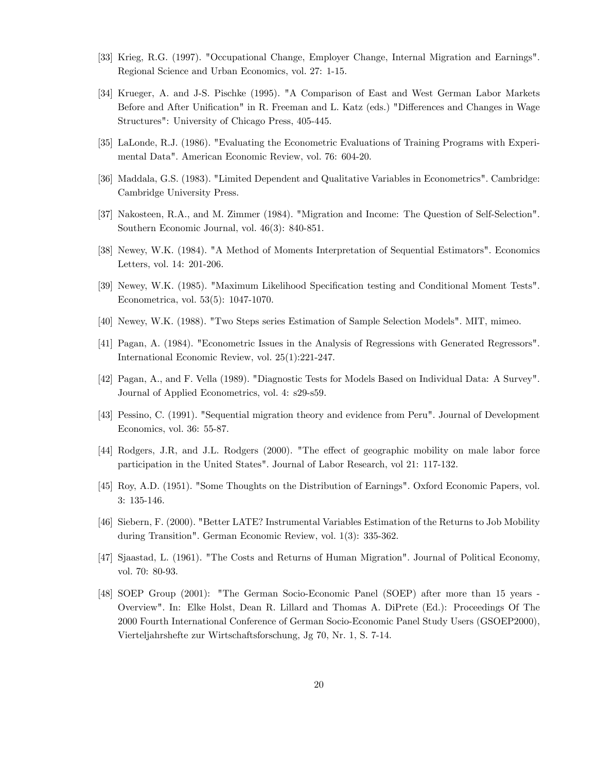[33] Krieg, R.G. (1997). "Occupational Change, Employer Change, Internal Migration and Earnings". Regional Science and Urban Economics, vol. 27: 1-15.

[34] Krueger, A. and J-S. Pischke (1995). "A Comparison of East and West German Labor Markets Before and After Unification" in R. Freeman and L. Katz (eds.) "Differences and Changes in Wage Structures": University of Chicago Press, 405-445.

[35] LaLonde, R.J. (1986). "Evaluating the Econometric Evaluations of Training Programs with Experimental Data". American Economic Review, vol. 76: 604-20.

[36] Maddala, G.S. (1983). "Limited Dependent and Qualitative Variables in Econometrics". Cambridge: Cambridge University Press.

[37] Nakosteen, R.A., and M. Zimmer (1984). "Migration and Income: The Question of Self-Selection". Southern Economic Journal, vol. 46(3): 840-851.

[38] Newey, W.K. (1984). "A Method of Moments Interpretation of Sequential Estimators". Economics Letters, vol. 14: 201-206.

[39] Newey, W.K. (1985). "Maximum Likelihood Specification testing and Conditional Moment Tests". Econometrica, vol. 53(5): 1047-1070.

[40] Newey, W.K. (1988). "Two Steps series Estimation of Sample Selection Models". MIT, mimeo.

[41] Pagan, A. (1984). "Econometric Issues in the Analysis of Regressions with Generated Regressors". International Economic Review, vol. 25(1):221-247.

[42] Pagan, A., and F. Vella (1989). "Diagnostic Tests for Models Based on Individual Data: A Survey". Journal of Applied Econometrics, vol. 4: s29-s59.

[43] Pessino, C. (1991). "Sequential migration theory and evidence from Peru". Journal of Development Economics, vol. 36: 55-87.

[44] Rodgers, J.R, and J.L. Rodgers (2000). "The effect of geographic mobility on male labor force participation in the United States". Journal of Labor Research, vol 21: 117-132.

[45] Roy, A.D. (1951). "Some Thoughts on the Distribution of Earnings". Oxford Economic Papers, vol. 3: 135-146.

[46] Siebern, F. (2000). "Better LATE? Instrumental Variables Estimation of the Returns to Job Mobility during Transition". German Economic Review, vol. 1(3): 335-362.

[47] Sjaastad, L. (1961). "The Costs and Returns of Human Migration". Journal of Political Economy, vol. 70: 80-93.

[48] SOEP Group (2001): "The German Socio-Economic Panel (SOEP) after more than 15 years - Overview". In: Elke Holst, Dean R. Lillard and Thomas A. DiPrete (Ed.): Proceedings Of The 2000 Fourth International Conference of German Socio-Economic Panel Study Users (GSOEP2000), Vierteljahrshefte zur Wirtschaftsforschung, Jg 70, Nr. 1, S. 7-14.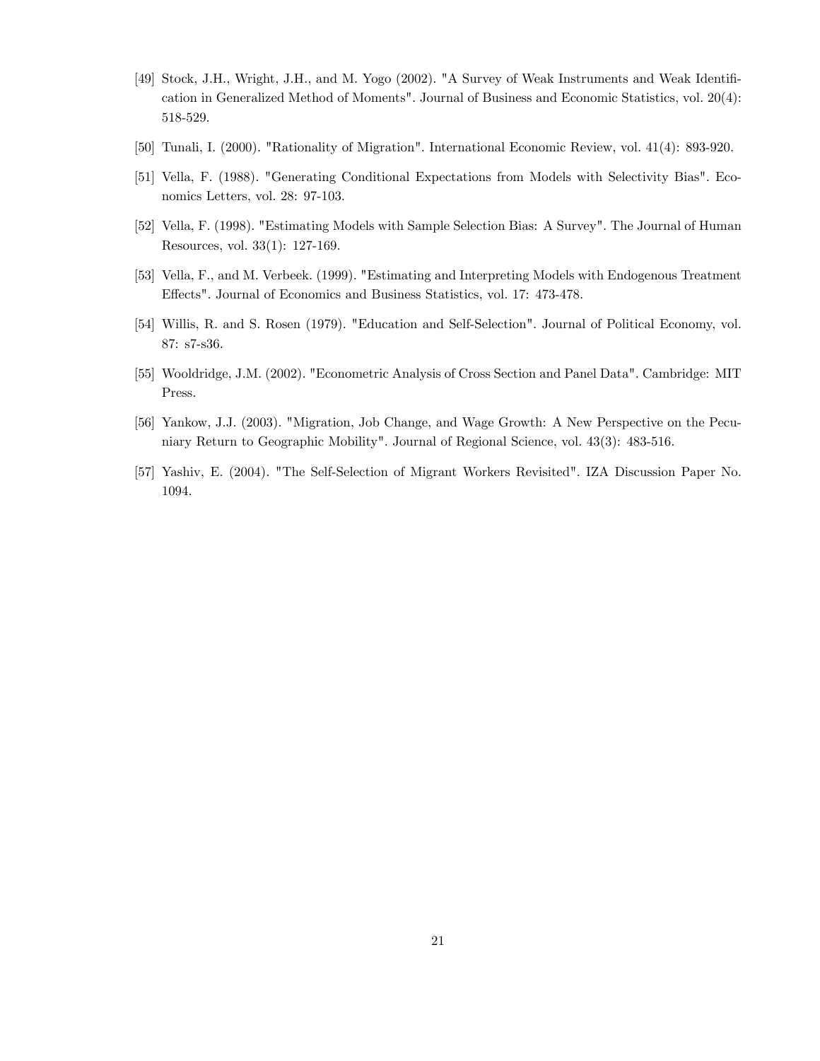[49] Stock, J.H., Wright, J.H., and M. Yogo (2002). "A Survey of Weak Instruments and Weak Identification in Generalized Method of Moments". Journal of Business and Economic Statistics, vol. 20(4): 518-529.

[50] Tunali, I. (2000). "Rationality of Migration". International Economic Review, vol. 41(4): 893-920.

[51] Vella, F. (1988). "Generating Conditional Expectations from Models with Selectivity Bias". Economics Letters, vol. 28: 97-103.

[52] Vella, F. (1998). "Estimating Models with Sample Selection Bias: A Survey". The Journal of Human Resources, vol. 33(1): 127-169.

[53] Vella, F., and M. Verbeek. (1999). "Estimating and Interpreting Models with Endogenous Treatment Effects". Journal of Economics and Business Statistics, vol. 17: 473-478.

[54] Willis, R. and S. Rosen (1979). "Education and Self-Selection". Journal of Political Economy, vol. 87: s7-s36.

[55] Wooldridge, J.M. (2002). "Econometric Analysis of Cross Section and Panel Data". Cambridge: MIT Press.

[56] Yankow, J.J. (2003). "Migration, Job Change, and Wage Growth: A New Perspective on the Pecuniary Return to Geographic Mobility". Journal of Regional Science, vol. 43(3): 483-516.

[57] Yashiv, E. (2004). "The Self-Selection of Migrant Workers Revisited". IZA Discussion Paper No. 1094.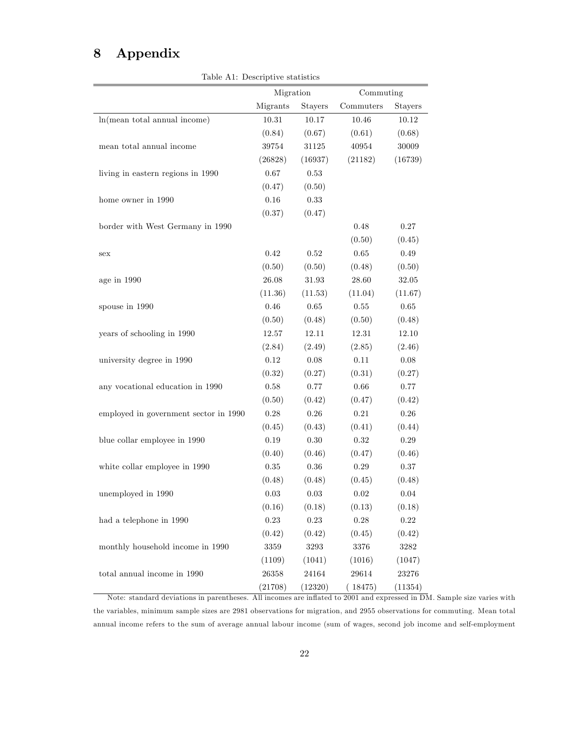# 8 Appendix

Table A1: Descriptive statistics

| | Migration | | Commuting | |
|---|---|---|---|---|
| | Migrants | Stayers | Commuters | Stayers |
| ln(mean total annual income) | 10.31 | 10.17 | 10.46 | 10.12 |
| | (0.84) | (0.67) | (0.61) | (0.68) |
| mean total annual income | 39754 | 31125 | 40954 | 30009 |
| | (26828) | (16937) | (21182) | (16739) |
| living in eastern regions in 1990 | 0.67 | 0.53 | | |
| | (0.47) | (0.50) | | |
| home owner in 1990 | 0.16 | 0.33 | | |
| | (0.37) | (0.47) | | |
| border with West Germany in 1990 | | | 0.48 | 0.27 |
| | | | (0.50) | (0.45) |
| sex | 0.42 | 0.52 | 0.65 | 0.49 |
| | (0.50) | (0.50) | (0.48) | (0.50) |
| age in 1990 | 26.08 | 31.93 | 28.60 | 32.05 |
| | (11.36) | (11.53) | (11.04) | (11.67) |
| spouse in 1990 | 0.46 | 0.65 | 0.55 | 0.65 |
| | (0.50) | (0.48) | (0.50) | (0.48) |
| years of schooling in 1990 | 12.57 | 12.11 | 12.31 | 12.10 |
| | (2.84) | (2.49) | (2.85) | (2.46) |
| university degree in 1990 | 0.12 | 0.08 | 0.11 | 0.08 |
| | (0.32) | (0.27) | (0.31) | (0.27) |
| any vocational education in 1990 | 0.58 | 0.77 | 0.66 | 0.77 |
| | (0.50) | (0.42) | (0.47) | (0.42) |
| employed in government sector in 1990 | 0.28 | 0.26 | 0.21 | 0.26 |
| | (0.45) | (0.43) | (0.41) | (0.44) |
| blue collar employee in 1990 | 0.19 | 0.30 | 0.32 | 0.29 |
| | (0.40) | (0.46) | (0.47) | (0.46) |
| white collar employee in 1990 | 0.35 | 0.36 | 0.29 | 0.37 |
| | (0.48) | (0.48) | (0.45) | (0.48) |
| unemployed in 1990 | 0.03 | 0.03 | 0.02 | 0.04 |
| | (0.16) | (0.18) | (0.13) | (0.18) |
| had a telephone in 1990 | 0.23 | 0.23 | 0.28 | 0.22 |
| | (0.42) | (0.42) | (0.45) | (0.42) |
| monthly household income in 1990 | 3359 | 3293 | 3376 | 3282 |
| | (1109) | (1041) | (1016) | (1047) |
| total annual income in 1990 | 26358 | 24164 | 29614 | 23276 |
| | (21708) | (12320) | (18475) | (11354) |

Note: standard deviations in parentheses. All incomes are inflated to 2001 and expressed in DM. Sample size varies with the variables, minimum sample sizes are 2981 observations for migration, and 2955 observations for commuting. Mean total annual income refers to the sum of average annual labour income (sum of wages, second job income and self-employment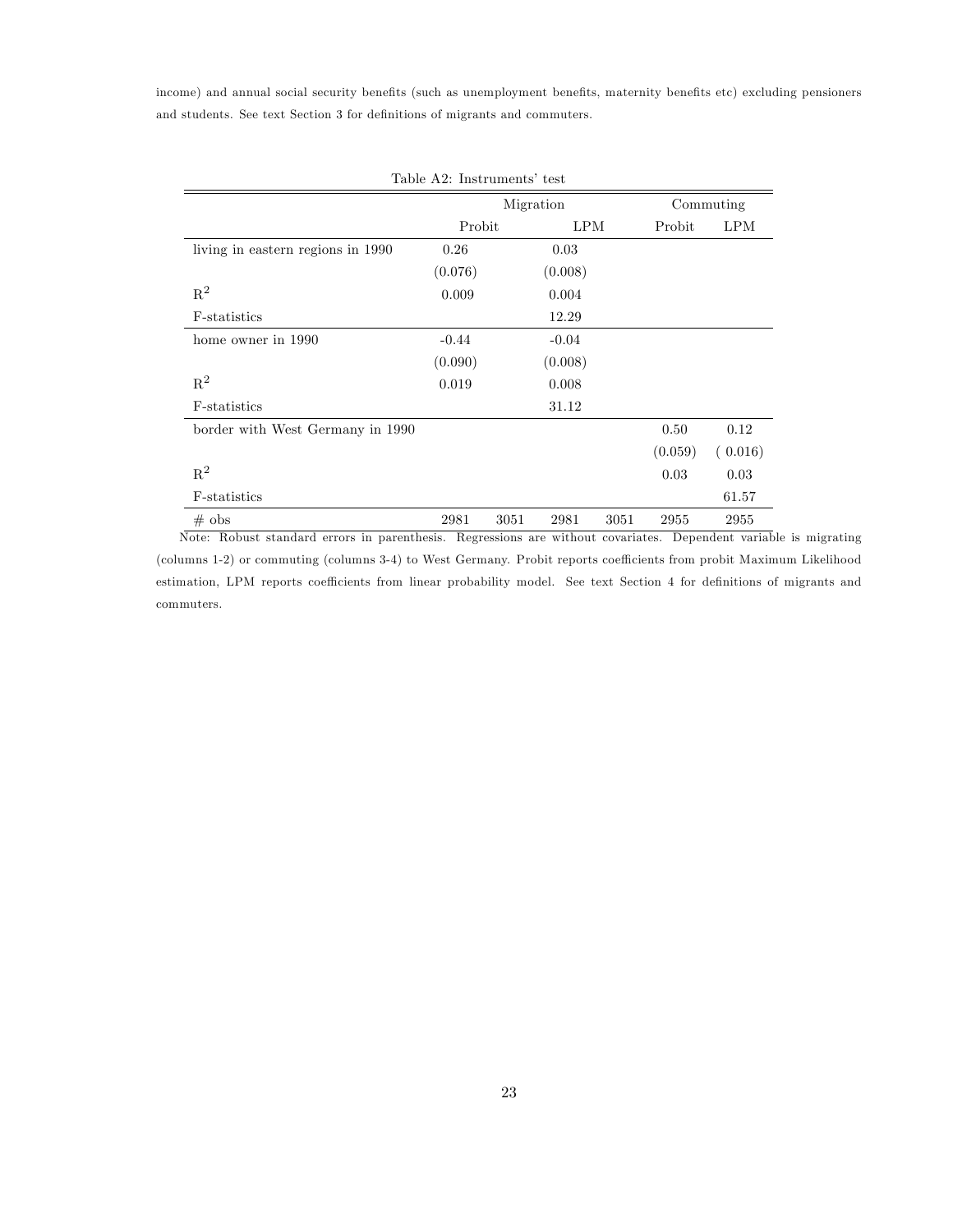income) and annual social security benefits (such as unemployment benefits, maternity benefits etc) excluding pensioners and students. See text Section 3 for definitions of migrants and commuters.

Table A2: Instruments' test

| | Migration | | | | Commuting | |
|---|---|---|---|---|---|---|
| | Probit | | LPM | | Probit | LPM |
| living in eastern regions in 1990 | 0.26 | | 0.03 | | | |
| | (0.076) | | (0.008) | | | |
| $R^2$ | 0.009 | | 0.004 | | | |
| F-statistics | | | 12.29 | | | |
| home owner in 1990 | -0.44 | | -0.04 | | | |
| | (0.090) | | (0.008) | | | |
| $R^2$ | 0.019 | | 0.008 | | | |
| F-statistics | | | 31.12 | | | |
| border with West Germany in 1990 | | | | | 0.50 | 0.12 |
| | | | | | (0.059) | ( 0.016) |
| $R^2$ | | | | | 0.03 | 0.03 |
| F-statistics | | | | | | 61.57 |
| # obs | 2981 | 3051 | 2981 | 3051 | 2955 | 2955 |

Note: Robust standard errors in parenthesis. Regressions are without covariates. Dependent variable is migrating (columns 1-2) or commuting (columns 3-4) to West Germany. Probit reports coefficients from probit Maximum Likelihood estimation, LPM reports coefficients from linear probability model. See text Section 4 for definitions of migrants and commuters.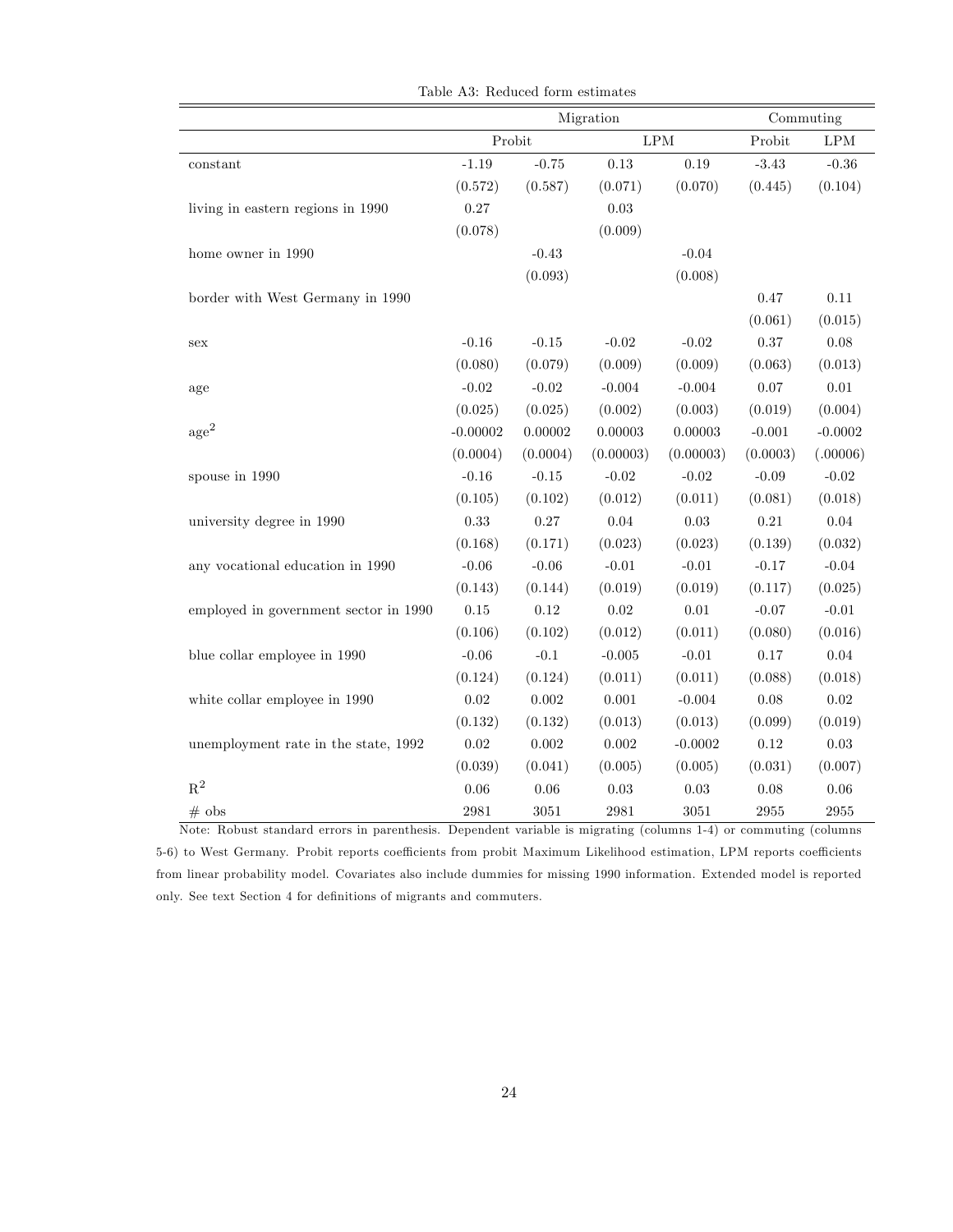Table A3: Reduced form estimates

| | Migration | | | | Commuting | |
|---|---|---|---|---|---|---|
| | Probit | | LPM | | Probit | LPM |
| constant | -1.19 | -0.75 | 0.13 | 0.19 | -3.43 | -0.36 |
| | (0.572) | (0.587) | (0.071) | (0.070) | (0.445) | (0.104) |
| living in eastern regions in 1990 | 0.27 | | 0.03 | | | |
| | (0.078) | | (0.009) | | | |
| home owner in 1990 | | -0.43 | | -0.04 | | |
| | | (0.093) | | (0.008) | | |
| border with West Germany in 1990 | | | | | 0.47 | 0.11 |
| | | | | | (0.061) | (0.015) |
| sex | -0.16 | -0.15 | -0.02 | -0.02 | 0.37 | 0.08 |
| | (0.080) | (0.079) | (0.009) | (0.009) | (0.063) | (0.013) |
| age | -0.02 | -0.02 | -0.004 | -0.004 | 0.07 | 0.01 |
| | (0.025) | (0.025) | (0.002) | (0.003) | (0.019) | (0.004) |
| age$^2$ | -0.00002 | 0.00002 | 0.00003 | 0.00003 | -0.001 | -0.0002 |
| | (0.0004) | (0.0004) | (0.00003) | (0.00003) | (0.0003) | (.00006) |
| spouse in 1990 | -0.16 | -0.15 | -0.02 | -0.02 | -0.09 | -0.02 |
| | (0.105) | (0.102) | (0.012) | (0.011) | (0.081) | (0.018) |
| university degree in 1990 | 0.33 | 0.27 | 0.04 | 0.03 | 0.21 | 0.04 |
| | (0.168) | (0.171) | (0.023) | (0.023) | (0.139) | (0.032) |
| any vocational education in 1990 | -0.06 | -0.06 | -0.01 | -0.01 | -0.17 | -0.04 |
| | (0.143) | (0.144) | (0.019) | (0.019) | (0.117) | (0.025) |
| employed in government sector in 1990 | 0.15 | 0.12 | 0.02 | 0.01 | -0.07 | -0.01 |
| | (0.106) | (0.102) | (0.012) | (0.011) | (0.080) | (0.016) |
| blue collar employee in 1990 | -0.06 | -0.1 | -0.005 | -0.01 | 0.17 | 0.04 |
| | (0.124) | (0.124) | (0.011) | (0.011) | (0.088) | (0.018) |
| white collar employee in 1990 | 0.02 | 0.002 | 0.001 | -0.004 | 0.08 | 0.02 |
| | (0.132) | (0.132) | (0.013) | (0.013) | (0.099) | (0.019) |
| unemployment rate in the state, 1992 | 0.02 | 0.002 | 0.002 | -0.0002 | 0.12 | 0.03 |
| | (0.039) | (0.041) | (0.005) | (0.005) | (0.031) | (0.007) |
| $R^2$ | 0.06 | 0.06 | 0.03 | 0.03 | 0.08 | 0.06 |
| # obs | 2981 | 3051 | 2981 | 3051 | 2955 | 2955 |

Note: Robust standard errors in parenthesis. Dependent variable is migrating (columns 1-4) or commuting (columns 5-6) to West Germany. Probit reports coefficients from probit Maximum Likelihood estimation, LPM reports coefficients from linear probability model. Covariates also include dummies for missing 1990 information. Extended model is reported only. See text Section 4 for definitions of migrants and commuters.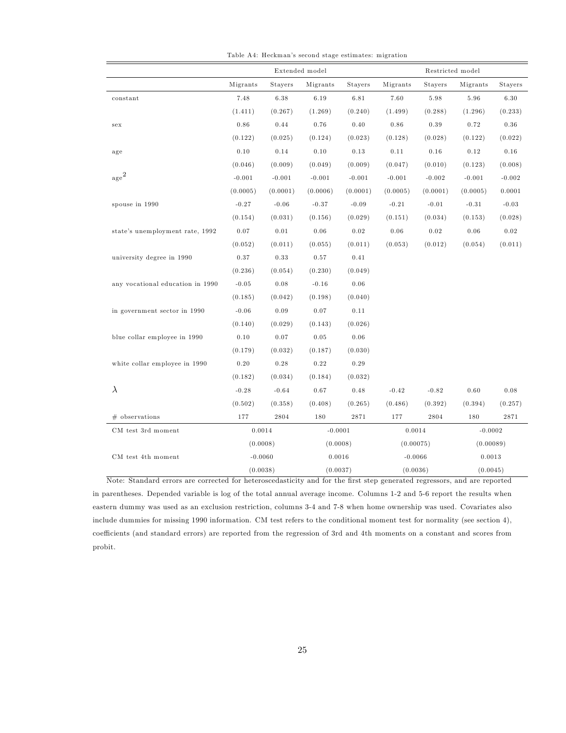Table A4: Heckman's second stage estimates: migration

| | Extended model | | | | Restricted model | | | |
|---|---|---|---|---|---|---|---|---|
| | Migrants | Stayers | Migrants | Stayers | Migrants | Stayers | Migrants | Stayers |
| constant | 7.48 | 6.38 | 6.19 | 6.81 | 7.60 | 5.98 | 5.96 | 6.30 |
| | (1.411) | (0.267) | (1.269) | (0.240) | (1.499) | (0.288) | (1.296) | (0.233) |
| sex | 0.86 | 0.44 | 0.76 | 0.40 | 0.86 | 0.39 | 0.72 | 0.36 |
| | (0.122) | (0.025) | (0.124) | (0.023) | (0.128) | (0.028) | (0.122) | (0.022) |
| age | 0.10 | 0.14 | 0.10 | 0.13 | 0.11 | 0.16 | 0.12 | 0.16 |
| | (0.046) | (0.009) | (0.049) | (0.009) | (0.047) | (0.010) | (0.123) | (0.008) |
| $\text{age}^2$ | -0.001 | -0.001 | -0.001 | -0.001 | -0.001 | -0.002 | -0.001 | -0.002 |
| | (0.0005) | (0.0001) | (0.0006) | (0.0001) | (0.0005) | (0.0001) | (0.0005) | 0.0001 |
| spouse in 1990 | -0.27 | -0.06 | -0.37 | -0.09 | -0.21 | -0.01 | -0.31 | -0.03 |
| | (0.154) | (0.031) | (0.156) | (0.029) | (0.151) | (0.034) | (0.153) | (0.028) |
| state's unemployment rate, 1992 | 0.07 | 0.01 | 0.06 | 0.02 | 0.06 | 0.02 | 0.06 | 0.02 |
| | (0.052) | (0.011) | (0.055) | (0.011) | (0.053) | (0.012) | (0.054) | (0.011) |
| university degree in 1990 | 0.37 | 0.33 | 0.57 | 0.41 | | | | |
| | (0.236) | (0.054) | (0.230) | (0.049) | | | | |
| any vocational education in 1990 | -0.05 | 0.08 | -0.16 | 0.06 | | | | |
| | (0.185) | (0.042) | (0.198) | (0.040) | | | | |
| in government sector in 1990 | -0.06 | 0.09 | 0.07 | 0.11 | | | | |
| | (0.140) | (0.029) | (0.143) | (0.026) | | | | |
| blue collar employee in 1990 | 0.10 | 0.07 | 0.05 | 0.06 | | | | |
| | (0.179) | (0.032) | (0.187) | (0.030) | | | | |
| white collar employee in 1990 | 0.20 | 0.28 | 0.22 | 0.29 | | | | |
| | (0.182) | (0.034) | (0.184) | (0.032) | | | | |
| $\lambda$ | -0.28 | -0.64 | 0.67 | 0.48 | -0.42 | -0.82 | 0.60 | 0.08 |
| | (0.502) | (0.358) | (0.408) | (0.265) | (0.486) | (0.392) | (0.394) | (0.257) |
| # observations | 177 | 2804 | 180 | 2871 | 177 | 2804 | 180 | 2871 |
| CM test 3rd moment | 0.0014 | | -0.0001 | | 0.0014 | | -0.0002 | |
| | (0.0008) | | (0.0008) | | (0.00075) | | (0.00089) | |
| CM test 4th moment | -0.0060 | | 0.0016 | | -0.0066 | | 0.0013 | |
| | (0.0038) | | (0.0037) | | (0.0036) | | (0.0045) | |

Note: Standard errors are corrected for heteroscedasticity and for the first step generated regressors, and are reported in parentheses. Depended variable is log of the total annual average income. Columns 1-2 and 5-6 report the results when eastern dummy was used as an exclusion restriction, columns 3-4 and 7-8 when home ownership was used. Covariates also include dummies for missing 1990 information. CM test refers to the conditional moment test for normality (see section 4), coefficients (and standard errors) are reported from the regression of 3rd and 4th moments on a constant and scores from probit.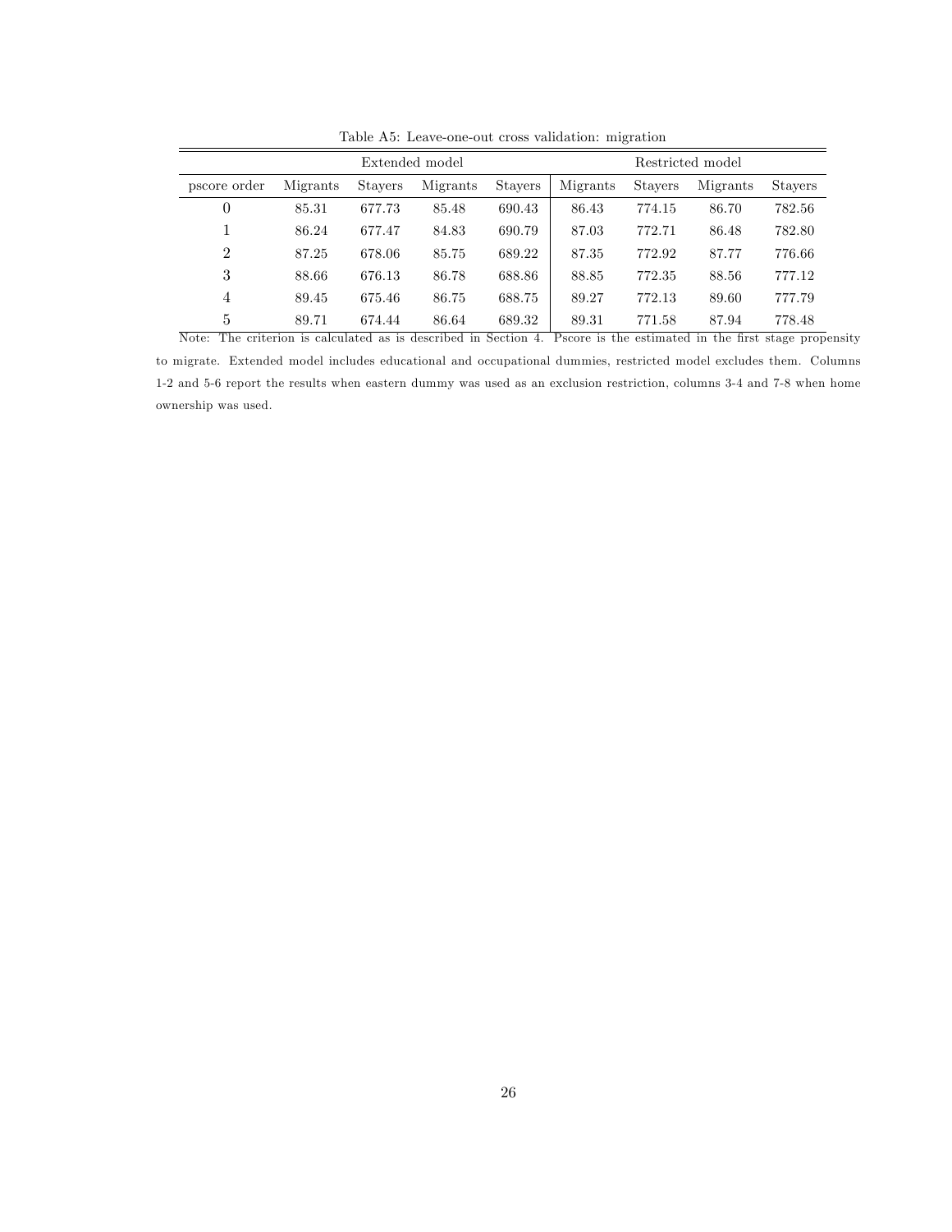Table A5: Leave-one-out cross validation: migration

| | Extended model | | | | Restricted model | | | |
|---|---|---|---|---|---|---|---|---|
| pscore order | Migrants | Stayers | Migrants | Stayers | Migrants | Stayers | Migrants | Stayers |
| 0 | 85.31 | 677.73 | 85.48 | 690.43 | 86.43 | 774.15 | 86.70 | 782.56 |
| 1 | 86.24 | 677.47 | 84.83 | 690.79 | 87.03 | 772.71 | 86.48 | 782.80 |
| 2 | 87.25 | 678.06 | 85.75 | 689.22 | 87.35 | 772.92 | 87.77 | 776.66 |
| 3 | 88.66 | 676.13 | 86.78 | 688.86 | 88.85 | 772.35 | 88.56 | 777.12 |
| 4 | 89.45 | 675.46 | 86.75 | 688.75 | 89.27 | 772.13 | 89.60 | 777.79 |
| 5 | 89.71 | 674.44 | 86.64 | 689.32 | 89.31 | 771.58 | 87.94 | 778.48 |

Note: The criterion is calculated as is described in Section 4. Pscore is the estimated in the first stage propensity to migrate. Extended model includes educational and occupational dummies, restricted model excludes them. Columns 1-2 and 5-6 report the results when eastern dummy was used as an exclusion restriction, columns 3-4 and 7-8 when home ownership was used.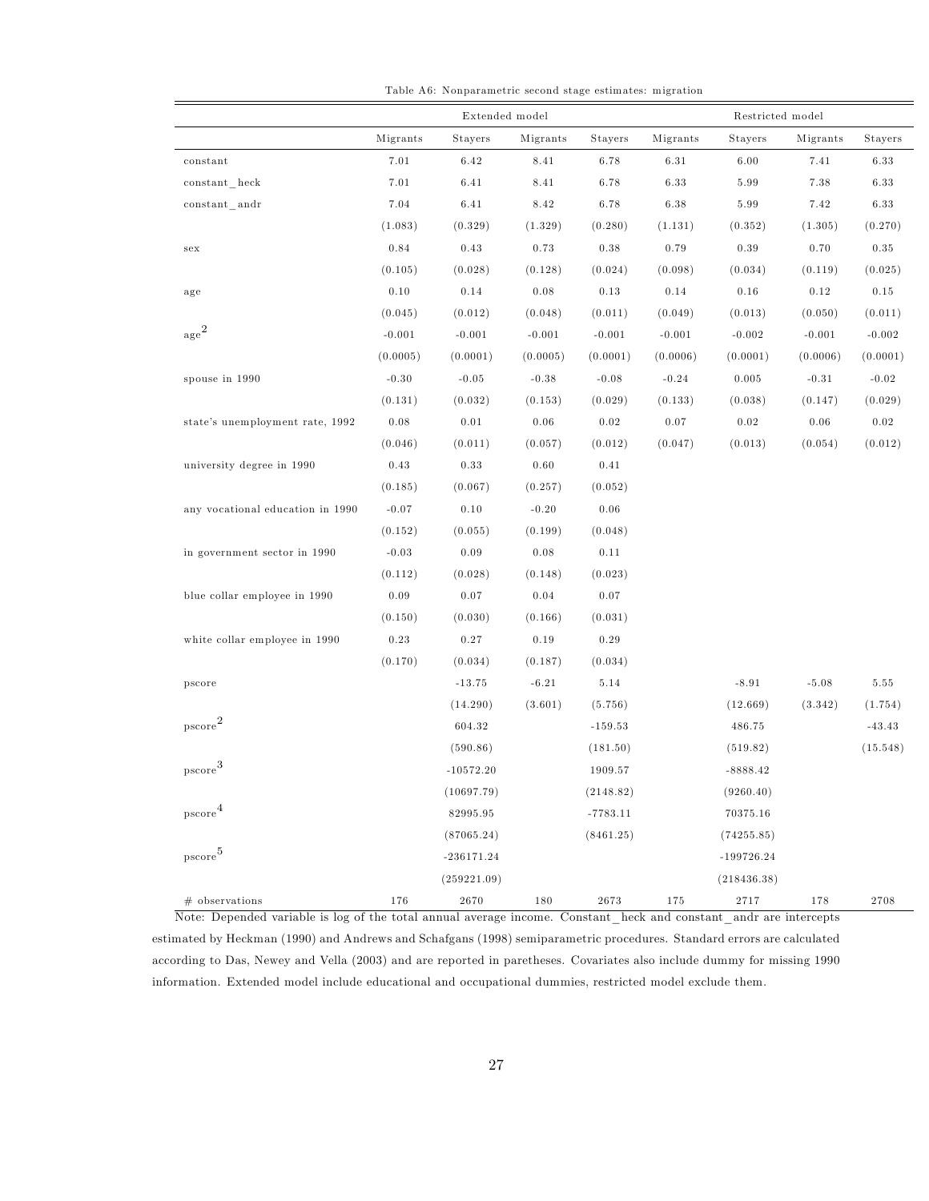Table A6: Nonparametric second stage estimates: migration

| | Extended model | | | | Restricted model | | | |
|---|---|---|---|---|---|---|---|---|
| | Migrants | Stayers | Migrants | Stayers | Migrants | Stayers | Migrants | Stayers |
| constant | 7.01 | 6.42 | 8.41 | 6.78 | 6.31 | 6.00 | 7.41 | 6.33 |
| constant_heck | 7.01 | 6.41 | 8.41 | 6.78 | 6.33 | 5.99 | 7.38 | 6.33 |
| constant_andr | 7.04 | 6.41 | 8.42 | 6.78 | 6.38 | 5.99 | 7.42 | 6.33 |
| | (1.083) | (0.329) | (1.329) | (0.280) | (1.131) | (0.352) | (1.305) | (0.270) |
| sex | 0.84 | 0.43 | 0.73 | 0.38 | 0.79 | 0.39 | 0.70 | 0.35 |
| | (0.105) | (0.028) | (0.128) | (0.024) | (0.098) | (0.034) | (0.119) | (0.025) |
| age | 0.10 | 0.14 | 0.08 | 0.13 | 0.14 | 0.16 | 0.12 | 0.15 |
| | (0.045) | (0.012) | (0.048) | (0.011) | (0.049) | (0.013) | (0.050) | (0.011) |
| $age^2$ | -0.001 | -0.001 | -0.001 | -0.001 | -0.001 | -0.002 | -0.001 | -0.002 |
| | (0.0005) | (0.0001) | (0.0005) | (0.0001) | (0.0006) | (0.0001) | (0.0006) | (0.0001) |
| spouse in 1990 | -0.30 | -0.05 | -0.38 | -0.08 | -0.24 | 0.005 | -0.31 | -0.02 |
| | (0.131) | (0.032) | (0.153) | (0.029) | (0.133) | (0.038) | (0.147) | (0.029) |
| state's unemployment rate, 1992 | 0.08 | 0.01 | 0.06 | 0.02 | 0.07 | 0.02 | 0.06 | 0.02 |
| | (0.046) | (0.011) | (0.057) | (0.012) | (0.047) | (0.013) | (0.054) | (0.012) |
| university degree in 1990 | 0.43 | 0.33 | 0.60 | 0.41 | | | | |
| | (0.185) | (0.067) | (0.257) | (0.052) | | | | |
| any vocational education in 1990 | -0.07 | 0.10 | -0.20 | 0.06 | | | | |
| | (0.152) | (0.055) | (0.199) | (0.048) | | | | |
| in government sector in 1990 | -0.03 | 0.09 | 0.08 | 0.11 | | | | |
| | (0.112) | (0.028) | (0.148) | (0.023) | | | | |
| blue collar employee in 1990 | 0.09 | 0.07 | 0.04 | 0.07 | | | | |
| | (0.150) | (0.030) | (0.166) | (0.031) | | | | |
| white collar employee in 1990 | 0.23 | 0.27 | 0.19 | 0.29 | | | | |
| | (0.170) | (0.034) | (0.187) | (0.034) | | | | |
| pscore | | -13.75 | -6.21 | 5.14 | | -8.91 | -5.08 | 5.55 |
| | | (14.290) | (3.601) | (5.756) | | (12.669) | (3.342) | (1.754) |
| $pscore^2$ | | 604.32 | | -159.53 | | 486.75 | | -43.43 |
| | | (590.86) | | (181.50) | | (519.82) | | (15.548) |
| $pscore^3$ | | -10572.20 | | 1909.57 | | -8888.42 | | |
| | | (10697.79) | | (2148.82) | | (9260.40) | | |
| $pscore^4$ | | 82995.95 | | -7783.11 | | 70375.16 | | |
| | | (87065.24) | | (8461.25) | | (74255.85) | | |
| $pscore^5$ | | -236171.24 | | | | -199726.24 | | |
| | | (259221.09) | | | | (218436.38) | | |
| # observations | 176 | 2670 | 180 | 2673 | 175 | 2717 | 178 | 2708 |

Note: Depended variable is log of the total annual average income. Constant_heck and constant_andr are intercepts estimated by Heckman (1990) and Andrews and Schafgans (1998) semiparametric procedures. Standard errors are calculated according to Das, Newey and Vella (2003) and are reported in paretheses. Covariates also include dummy for missing 1990 information. Extended model include educational and occupational dummies, restricted model exclude them.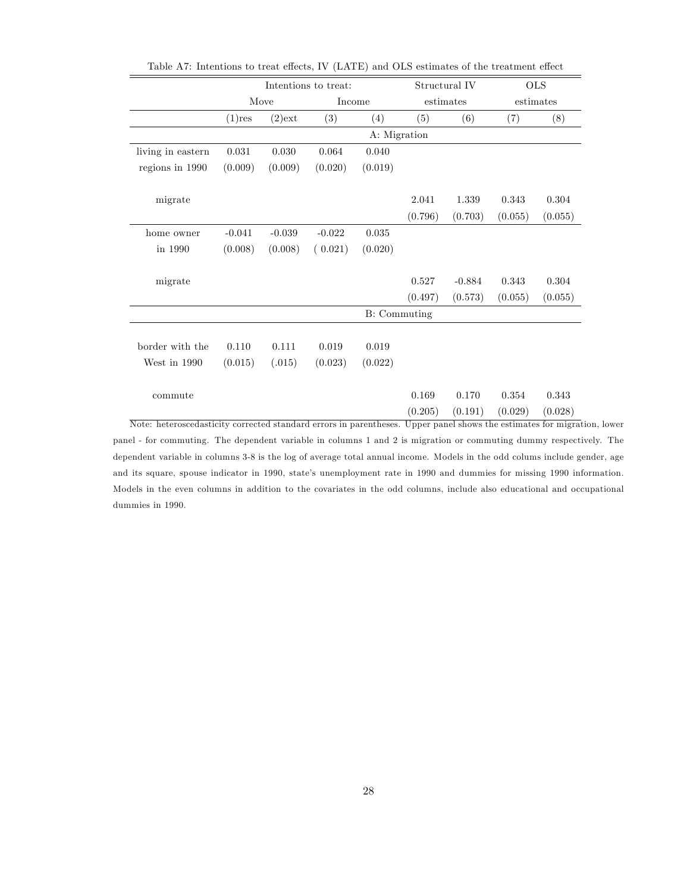Table A7: Intentions to treat effects, IV (LATE) and OLS estimates of the treatment effect

| | Intentions to treat: | | | | Structural IV | | OLS | |
|---|---|---|---|---|---|---|---|---|
| | Move | | Income | | estimates | | estimates | |
| | (1)res | (2)ext | (3) | (4) | (5) | (6) | (7) | (8) |
| | | | | | **A: Migration** | | | |
| living in eastern regions in 1990 | 0.031 | 0.030 | 0.064 | 0.040 | | | | |
| | (0.009) | (0.009) | (0.020) | (0.019) | | | | |
| migrate | | | | | 2.041 | 1.339 | 0.343 | 0.304 |
| | | | | | (0.796) | (0.703) | (0.055) | (0.055) |
| home owner in 1990 | -0.041 | -0.039 | -0.022 | 0.035 | | | | |
| | (0.008) | (0.008) | ( 0.021) | (0.020) | | | | |
| migrate | | | | | 0.527 | -0.884 | 0.343 | 0.304 |
| | | | | | (0.497) | (0.573) | (0.055) | (0.055) |
| | | | | | **B: Commuting** | | | |
| border with the West in 1990 | 0.110 | 0.111 | 0.019 | 0.019 | | | | |
| | (0.015) | (.015) | (0.023) | (0.022) | | | | |
| commute | | | | | 0.169 | 0.170 | 0.354 | 0.343 |
| | | | | | (0.205) | (0.191) | (0.029) | (0.028) |

Note: heteroscedasticity corrected standard errors in parentheses. Upper panel shows the estimates for migration, lower panel - for commuting. The dependent variable in columns 1 and 2 is migration or commuting dummy respectively. The dependent variable in columns 3-8 is the log of average total annual income. Models in the odd colums include gender, age and its square, spouse indicator in 1990, state's unemployment rate in 1990 and dummies for missing 1990 information. Models in the even columns in addition to the covariates in the odd columns, include also educational and occupational dummies in 1990.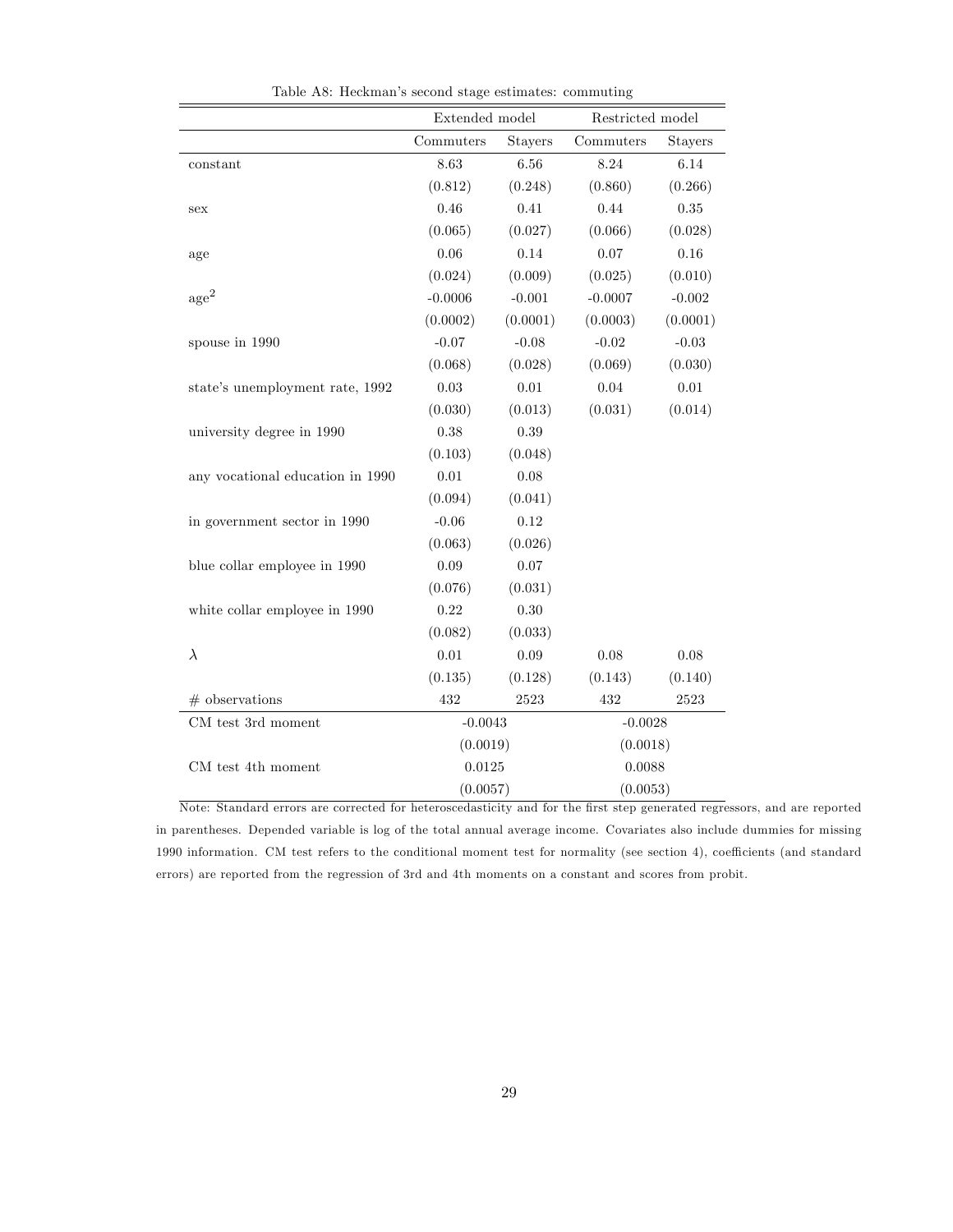Table A8: Heckman's second stage estimates: commuting

| | Extended model | | Restricted model | |
|---|---|---|---|---|
| | Commuters | Stayers | Commuters | Stayers |
| constant | 8.63 | 6.56 | 8.24 | 6.14 |
| | (0.812) | (0.248) | (0.860) | (0.266) |
| sex | 0.46 | 0.41 | 0.44 | 0.35 |
| | (0.065) | (0.027) | (0.066) | (0.028) |
| age | 0.06 | 0.14 | 0.07 | 0.16 |
| | (0.024) | (0.009) | (0.025) | (0.010) |
| age$^2$ | -0.0006 | -0.001 | -0.0007 | -0.002 |
| | (0.0002) | (0.0001) | (0.0003) | (0.0001) |
| spouse in 1990 | -0.07 | -0.08 | -0.02 | -0.03 |
| | (0.068) | (0.028) | (0.069) | (0.030) |
| state's unemployment rate, 1992 | 0.03 | 0.01 | 0.04 | 0.01 |
| | (0.030) | (0.013) | (0.031) | (0.014) |
| university degree in 1990 | 0.38 | 0.39 | | |
| | (0.103) | (0.048) | | |
| any vocational education in 1990 | 0.01 | 0.08 | | |
| | (0.094) | (0.041) | | |
| in government sector in 1990 | -0.06 | 0.12 | | |
| | (0.063) | (0.026) | | |
| blue collar employee in 1990 | 0.09 | 0.07 | | |
| | (0.076) | (0.031) | | |
| white collar employee in 1990 | 0.22 | 0.30 | | |
| | (0.082) | (0.033) | | |
| $\lambda$ | 0.01 | 0.09 | 0.08 | 0.08 |
| | (0.135) | (0.128) | (0.143) | (0.140) |
| # observations | 432 | 2523 | 432 | 2523 |
| CM test 3rd moment | -0.0043 | | -0.0028 | |
| | (0.0019) | | (0.0018) | |
| CM test 4th moment | 0.0125 | | 0.0088 | |
| | (0.0057) | | (0.0053) | |

Note: Standard errors are corrected for heteroscedasticity and for the first step generated regressors, and are reported in parentheses. Depended variable is log of the total annual average income. Covariates also include dummies for missing 1990 information. CM test refers to the conditional moment test for normality (see section 4), coefficients (and standard errors) are reported from the regression of 3rd and 4th moments on a constant and scores from probit.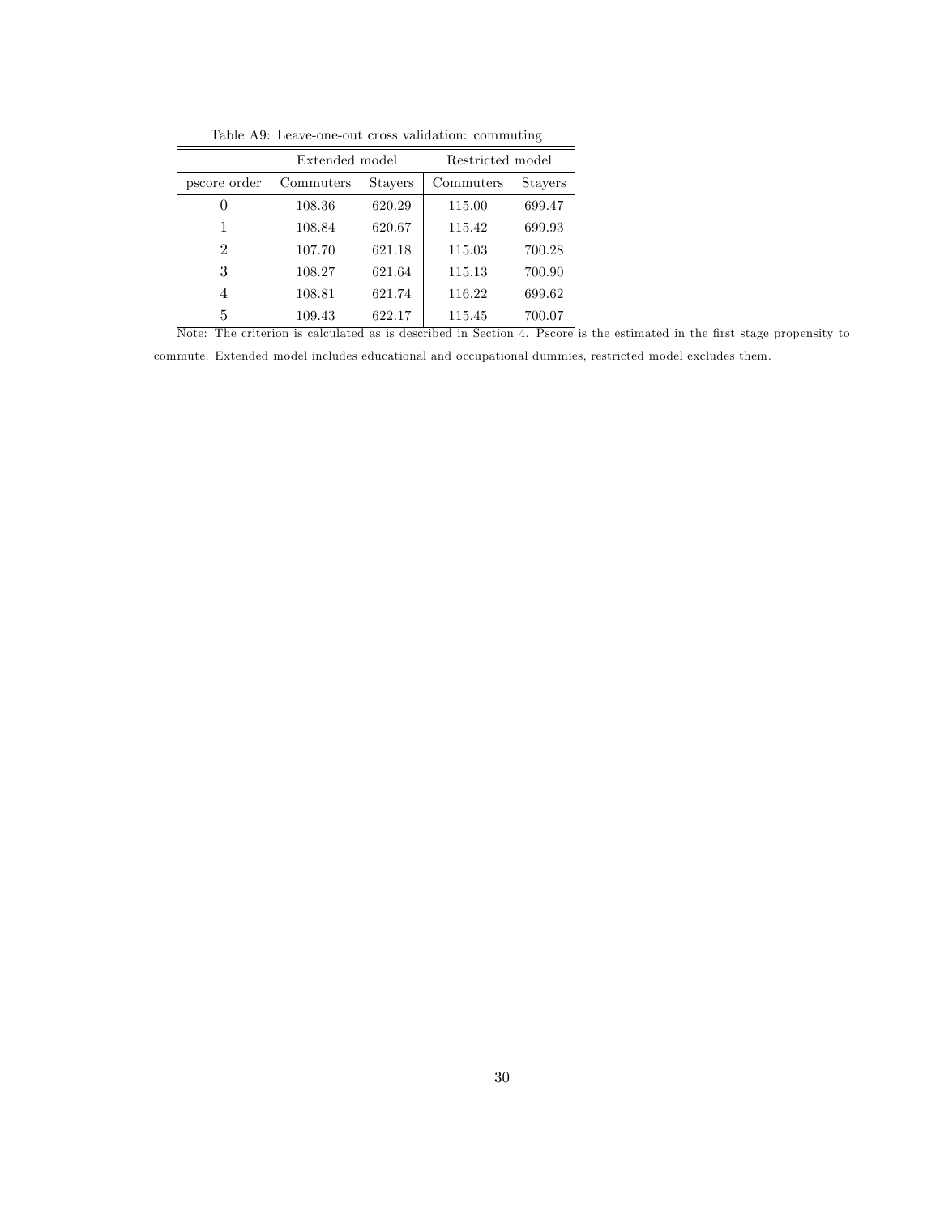Table A9: Leave-one-out cross validation: commuting

| | Extended model | | Restricted model | |
|---|---|---|---|---|
| pscore order | Commuters | Stayers | Commuters | Stayers |
| 0 | 108.36 | 620.29 | 115.00 | 699.47 |
| 1 | 108.84 | 620.67 | 115.42 | 699.93 |
| 2 | 107.70 | 621.18 | 115.03 | 700.28 |
| 3 | 108.27 | 621.64 | 115.13 | 700.90 |
| 4 | 108.81 | 621.74 | 116.22 | 699.62 |
| 5 | 109.43 | 622.17 | 115.45 | 700.07 |

Note: The criterion is calculated as is described in Section 4. Pscore is the estimated in the first stage propensity to commute. Extended model includes educational and occupational dummies, restricted model excludes them.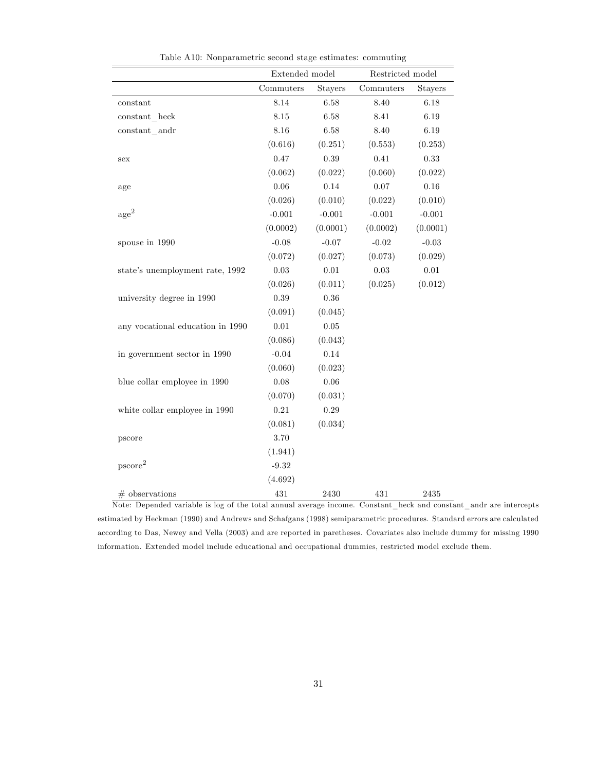Table A10: Nonparametric second stage estimates: commuting

| | Extended model | | Restricted model | |
|---|---|---|---|---|
| | Commuters | Stayers | Commuters | Stayers |
| constant | 8.14 | 6.58 | 8.40 | 6.18 |
| constant_heck | 8.15 | 6.58 | 8.41 | 6.19 |
| constant_andr | 8.16 | 6.58 | 8.40 | 6.19 |
| | (0.616) | (0.251) | (0.553) | (0.253) |
| sex | 0.47 | 0.39 | 0.41 | 0.33 |
| | (0.062) | (0.022) | (0.060) | (0.022) |
| age | 0.06 | 0.14 | 0.07 | 0.16 |
| | (0.026) | (0.010) | (0.022) | (0.010) |
| $\text{age}^2$ | -0.001 | -0.001 | -0.001 | -0.001 |
| | (0.0002) | (0.0001) | (0.0002) | (0.0001) |
| spouse in 1990 | -0.08 | -0.07 | -0.02 | -0.03 |
| | (0.072) | (0.027) | (0.073) | (0.029) |
| state's unemployment rate, 1992 | 0.03 | 0.01 | 0.03 | 0.01 |
| | (0.026) | (0.011) | (0.025) | (0.012) |
| university degree in 1990 | 0.39 | 0.36 | | |
| | (0.091) | (0.045) | | |
| any vocational education in 1990 | 0.01 | 0.05 | | |
| | (0.086) | (0.043) | | |
| in government sector in 1990 | -0.04 | 0.14 | | |
| | (0.060) | (0.023) | | |
| blue collar employee in 1990 | 0.08 | 0.06 | | |
| | (0.070) | (0.031) | | |
| white collar employee in 1990 | 0.21 | 0.29 | | |
| | (0.081) | (0.034) | | |
| pscore | 3.70 | | | |
| | (1.941) | | | |
| $\text{pscore}^2$ | -9.32 | | | |
| | (4.692) | | | |
| # observations | 431 | 2430 | 431 | 2435 |

Note: Depended variable is log of the total annual average income. Constant_heck and constant_andr are intercepts estimated by Heckman (1990) and Andrews and Schafgans (1998) semiparametric procedures. Standard errors are calculated according to Das, Newey and Vella (2003) and are reported in paretheses. Covariates also include dummy for missing 1990 information. Extended model include educational and occupational dummies, restricted model exclude them.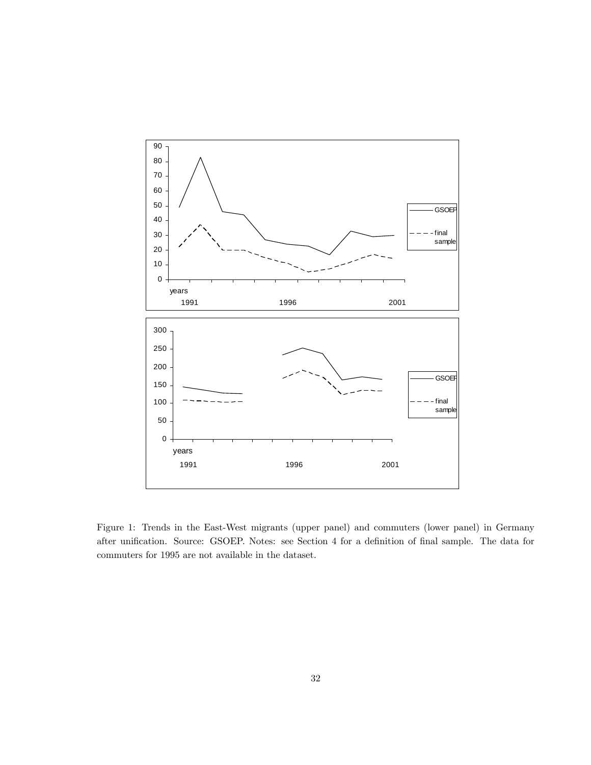Figure 1: Trends in the East-West migrants (upper panel) and commuters (lower panel) in Germany after unification. Source: GSOEP. Notes: see Section 4 for a definition of final sample. The data for commuters for 1995 are not available in the dataset.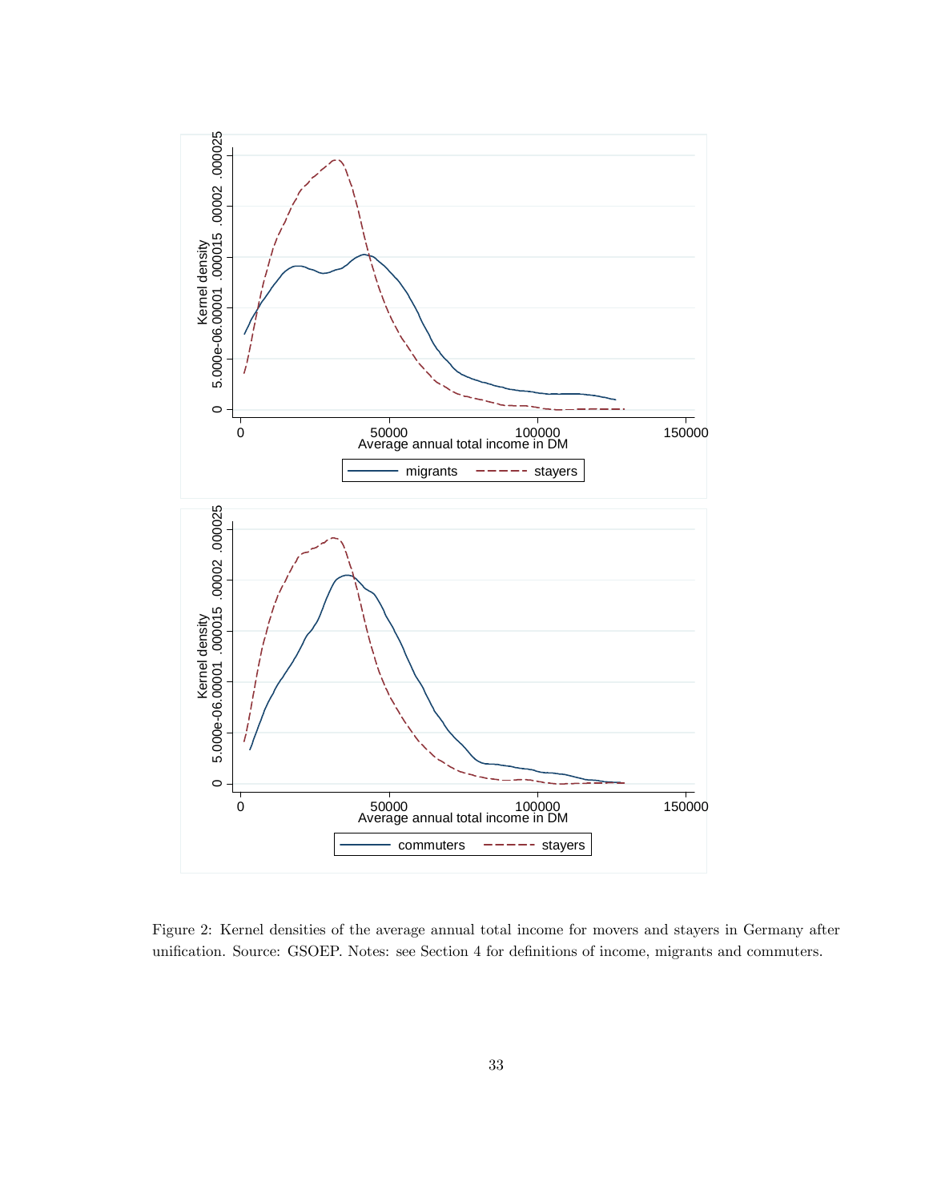Kernel density

0 5.000e-06.00001 .000015 .00002 .000025

0 50000 100000 150000

Average annual total income in DM

migrants stayers

Kernel density

0 5.000e-06.00001 .000015 .00002 .000025

0 50000 100000 150000

Average annual total income in DM

commuters stayers

Figure 2: Kernel densities of the average annual total income for movers and stayers in Germany after unification. Source: GSOEP. Notes: see Section 4 for definitions of income, migrants and commuters.